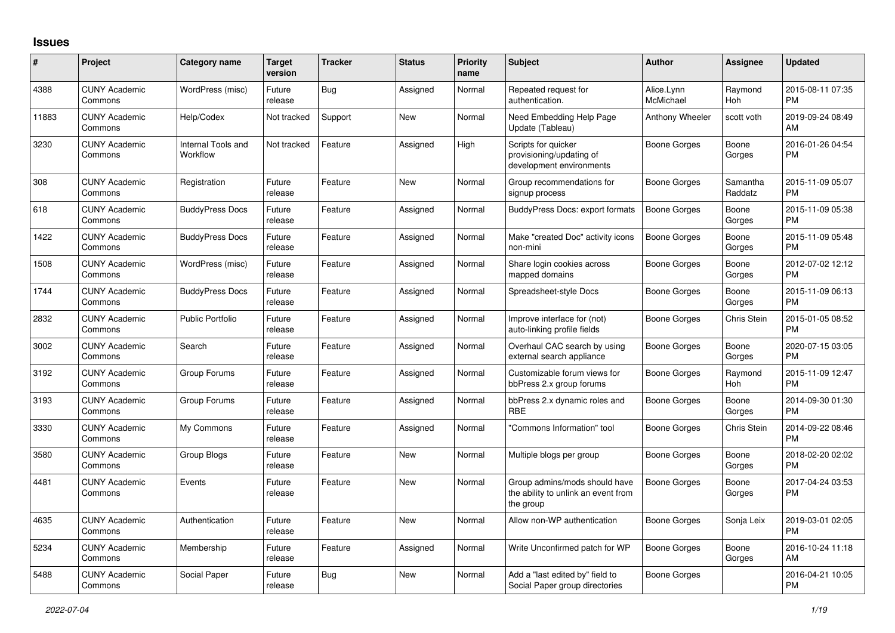# Issues

| # | Project | Category name | Target version | Tracker | Status | Priority name | Subject | Author | Assignee | Updated |
|---|---|---|---|---|---|---|---|---|---|---|
| 4388 | CUNY Academic Commons | WordPress (misc) | Future release | Bug | Assigned | Normal | Repeated request for authentication. | Alice.Lynn McMichael | Raymond Hoh | 2015-08-11 07:35 PM |
| 11883 | CUNY Academic Commons | Help/Codex | Not tracked | Support | New | Normal | Need Embedding Help Page Update (Tableau) | Anthony Wheeler | scott voth | 2019-09-24 08:49 AM |
| 3230 | CUNY Academic Commons | Internal Tools and Workflow | Not tracked | Feature | Assigned | High | Scripts for quicker provisioning/updating of development environments | Boone Gorges | Boone Gorges | 2016-01-26 04:54 PM |
| 308 | CUNY Academic Commons | Registration | Future release | Feature | New | Normal | Group recommendations for signup process | Boone Gorges | Samantha Raddatz | 2015-11-09 05:07 PM |
| 618 | CUNY Academic Commons | BuddyPress Docs | Future release | Feature | Assigned | Normal | BuddyPress Docs: export formats | Boone Gorges | Boone Gorges | 2015-11-09 05:38 PM |
| 1422 | CUNY Academic Commons | BuddyPress Docs | Future release | Feature | Assigned | Normal | Make "created Doc" activity icons non-mini | Boone Gorges | Boone Gorges | 2015-11-09 05:48 PM |
| 1508 | CUNY Academic Commons | WordPress (misc) | Future release | Feature | Assigned | Normal | Share login cookies across mapped domains | Boone Gorges | Boone Gorges | 2012-07-02 12:12 PM |
| 1744 | CUNY Academic Commons | BuddyPress Docs | Future release | Feature | Assigned | Normal | Spreadsheet-style Docs | Boone Gorges | Boone Gorges | 2015-11-09 06:13 PM |
| 2832 | CUNY Academic Commons | Public Portfolio | Future release | Feature | Assigned | Normal | Improve interface for (not) auto-linking profile fields | Boone Gorges | Chris Stein | 2015-01-05 08:52 PM |
| 3002 | CUNY Academic Commons | Search | Future release | Feature | Assigned | Normal | Overhaul CAC search by using external search appliance | Boone Gorges | Boone Gorges | 2020-07-15 03:05 PM |
| 3192 | CUNY Academic Commons | Group Forums | Future release | Feature | Assigned | Normal | Customizable forum views for bbPress 2.x group forums | Boone Gorges | Raymond Hoh | 2015-11-09 12:47 PM |
| 3193 | CUNY Academic Commons | Group Forums | Future release | Feature | Assigned | Normal | bbPress 2.x dynamic roles and RBE | Boone Gorges | Boone Gorges | 2014-09-30 01:30 PM |
| 3330 | CUNY Academic Commons | My Commons | Future release | Feature | Assigned | Normal | "Commons Information" tool | Boone Gorges | Chris Stein | 2014-09-22 08:46 PM |
| 3580 | CUNY Academic Commons | Group Blogs | Future release | Feature | New | Normal | Multiple blogs per group | Boone Gorges | Boone Gorges | 2018-02-20 02:02 PM |
| 4481 | CUNY Academic Commons | Events | Future release | Feature | New | Normal | Group admins/mods should have the ability to unlink an event from the group | Boone Gorges | Boone Gorges | 2017-04-24 03:53 PM |
| 4635 | CUNY Academic Commons | Authentication | Future release | Feature | New | Normal | Allow non-WP authentication | Boone Gorges | Sonja Leix | 2019-03-01 02:05 PM |
| 5234 | CUNY Academic Commons | Membership | Future release | Feature | Assigned | Normal | Write Unconfirmed patch for WP | Boone Gorges | Boone Gorges | 2016-10-24 11:18 AM |
| 5488 | CUNY Academic Commons | Social Paper | Future release | Bug | New | Normal | Add a "last edited by" field to Social Paper group directories | Boone Gorges | | 2016-04-21 10:05 PM |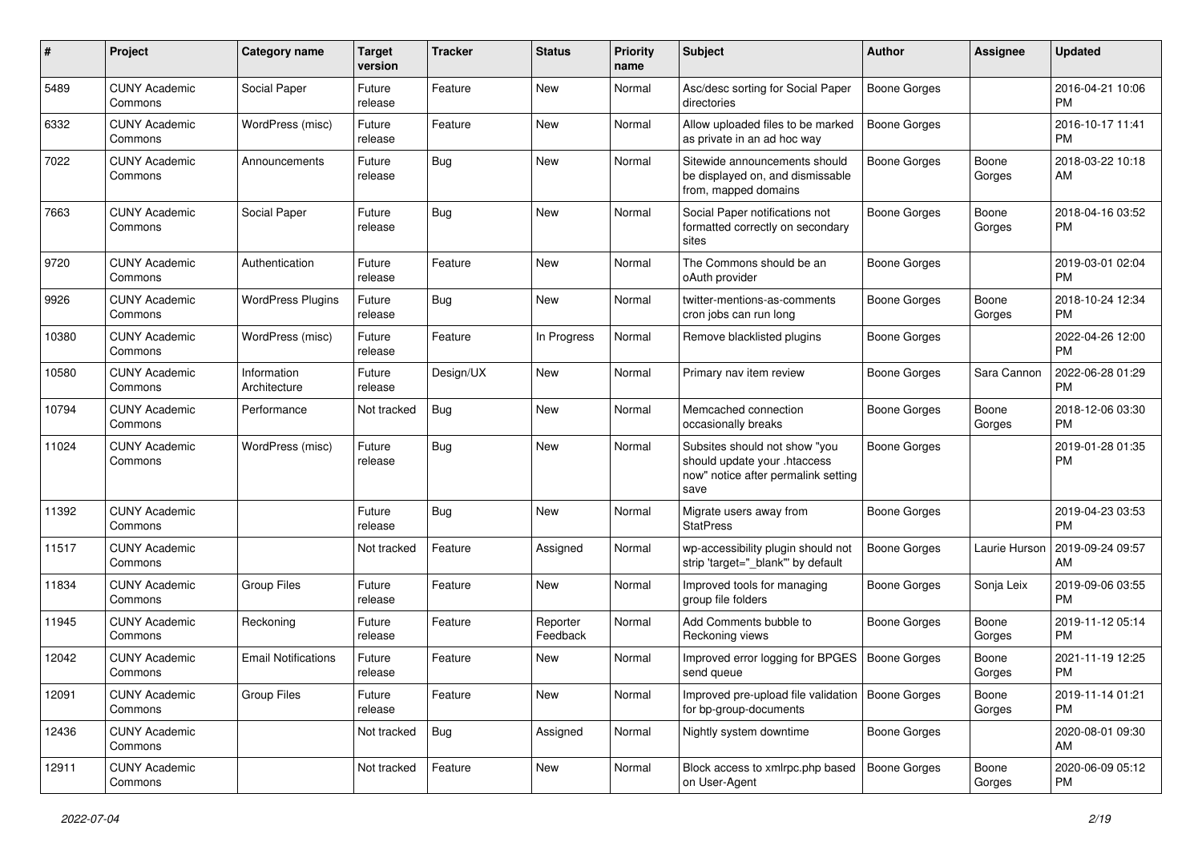| # | Project | Category name | Target version | Tracker | Status | Priority name | Subject | Author | Assignee | Updated |
|---|---|---|---|---|---|---|---|---|---|---|
| 5489 | CUNY Academic Commons | Social Paper | Future release | Feature | New | Normal | Asc/desc sorting for Social Paper directories | Boone Gorges | | 2016-04-21 10:06 PM |
| 6332 | CUNY Academic Commons | WordPress (misc) | Future release | Feature | New | Normal | Allow uploaded files to be marked as private in an ad hoc way | Boone Gorges | | 2016-10-17 11:41 PM |
| 7022 | CUNY Academic Commons | Announcements | Future release | Bug | New | Normal | Sitewide announcements should be displayed on, and dismissable from, mapped domains | Boone Gorges | Boone Gorges | 2018-03-22 10:18 AM |
| 7663 | CUNY Academic Commons | Social Paper | Future release | Bug | New | Normal | Social Paper notifications not formatted correctly on secondary sites | Boone Gorges | Boone Gorges | 2018-04-16 03:52 PM |
| 9720 | CUNY Academic Commons | Authentication | Future release | Feature | New | Normal | The Commons should be an oAuth provider | Boone Gorges | | 2019-03-01 02:04 PM |
| 9926 | CUNY Academic Commons | WordPress Plugins | Future release | Bug | New | Normal | twitter-mentions-as-comments cron jobs can run long | Boone Gorges | Boone Gorges | 2018-10-24 12:34 PM |
| 10380 | CUNY Academic Commons | WordPress (misc) | Future release | Feature | In Progress | Normal | Remove blacklisted plugins | Boone Gorges | | 2022-04-26 12:00 PM |
| 10580 | CUNY Academic Commons | Information Architecture | Future release | Design/UX | New | Normal | Primary nav item review | Boone Gorges | Sara Cannon | 2022-06-28 01:29 PM |
| 10794 | CUNY Academic Commons | Performance | Not tracked | Bug | New | Normal | Memcached connection occasionally breaks | Boone Gorges | Boone Gorges | 2018-12-06 03:30 PM |
| 11024 | CUNY Academic Commons | WordPress (misc) | Future release | Bug | New | Normal | Subsites should not show "you should update your .htaccess now" notice after permalink setting save | Boone Gorges | | 2019-01-28 01:35 PM |
| 11392 | CUNY Academic Commons | | Future release | Bug | New | Normal | Migrate users away from StatPress | Boone Gorges | | 2019-04-23 03:53 PM |
| 11517 | CUNY Academic Commons | | Not tracked | Feature | Assigned | Normal | wp-accessibility plugin should not strip 'target="_blank"' by default | Boone Gorges | Laurie Hurson | 2019-09-24 09:57 AM |
| 11834 | CUNY Academic Commons | Group Files | Future release | Feature | New | Normal | Improved tools for managing group file folders | Boone Gorges | Sonja Leix | 2019-09-06 03:55 PM |
| 11945 | CUNY Academic Commons | Reckoning | Future release | Feature | Reporter Feedback | Normal | Add Comments bubble to Reckoning views | Boone Gorges | Boone Gorges | 2019-11-12 05:14 PM |
| 12042 | CUNY Academic Commons | Email Notifications | Future release | Feature | New | Normal | Improved error logging for BPGES send queue | Boone Gorges | Boone Gorges | 2021-11-19 12:25 PM |
| 12091 | CUNY Academic Commons | Group Files | Future release | Feature | New | Normal | Improved pre-upload file validation for bp-group-documents | Boone Gorges | Boone Gorges | 2019-11-14 01:21 PM |
| 12436 | CUNY Academic Commons | | Not tracked | Bug | Assigned | Normal | Nightly system downtime | Boone Gorges | | 2020-08-01 09:30 AM |
| 12911 | CUNY Academic Commons | | Not tracked | Feature | New | Normal | Block access to xmlrpc.php based on User-Agent | Boone Gorges | Boone Gorges | 2020-06-09 05:12 PM |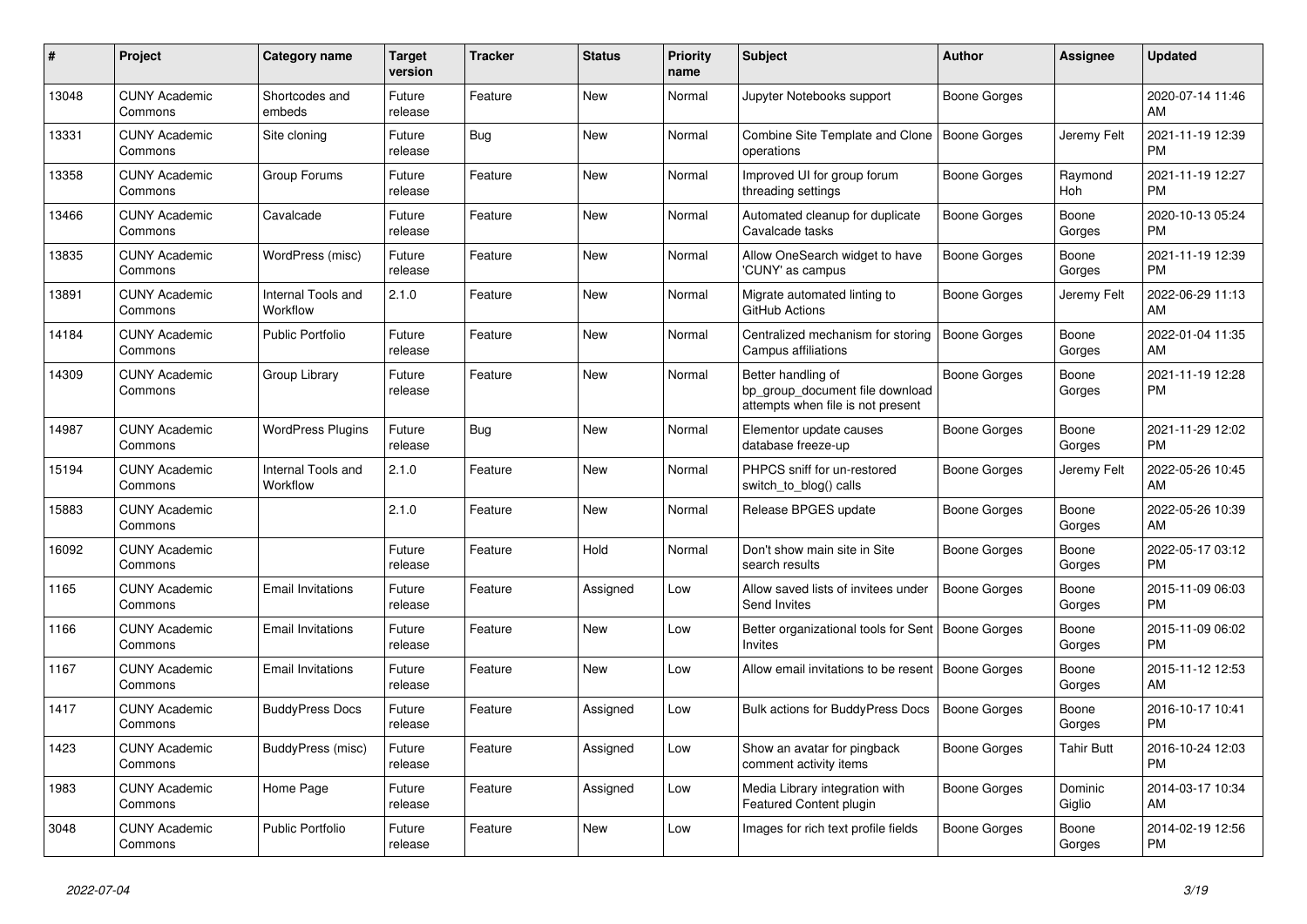| # | Project | Category name | Target version | Tracker | Status | Priority name | Subject | Author | Assignee | Updated |
|---|---|---|---|---|---|---|---|---|---|---|
| 13048 | CUNY Academic Commons | Shortcodes and embeds | Future release | Feature | New | Normal | Jupyter Notebooks support | Boone Gorges | | 2020-07-14 11:46 AM |
| 13331 | CUNY Academic Commons | Site cloning | Future release | Bug | New | Normal | Combine Site Template and Clone operations | Boone Gorges | Jeremy Felt | 2021-11-19 12:39 PM |
| 13358 | CUNY Academic Commons | Group Forums | Future release | Feature | New | Normal | Improved UI for group forum threading settings | Boone Gorges | Raymond Hoh | 2021-11-19 12:27 PM |
| 13466 | CUNY Academic Commons | Cavalcade | Future release | Feature | New | Normal | Automated cleanup for duplicate Cavalcade tasks | Boone Gorges | Boone Gorges | 2020-10-13 05:24 PM |
| 13835 | CUNY Academic Commons | WordPress (misc) | Future release | Feature | New | Normal | Allow OneSearch widget to have 'CUNY' as campus | Boone Gorges | Boone Gorges | 2021-11-19 12:39 PM |
| 13891 | CUNY Academic Commons | Internal Tools and Workflow | 2.1.0 | Feature | New | Normal | Migrate automated linting to GitHub Actions | Boone Gorges | Jeremy Felt | 2022-06-29 11:13 AM |
| 14184 | CUNY Academic Commons | Public Portfolio | Future release | Feature | New | Normal | Centralized mechanism for storing Campus affiliations | Boone Gorges | Boone Gorges | 2022-01-04 11:35 AM |
| 14309 | CUNY Academic Commons | Group Library | Future release | Feature | New | Normal | Better handling of bp_group_document file download attempts when file is not present | Boone Gorges | Boone Gorges | 2021-11-19 12:28 PM |
| 14987 | CUNY Academic Commons | WordPress Plugins | Future release | Bug | New | Normal | Elementor update causes database freeze-up | Boone Gorges | Boone Gorges | 2021-11-29 12:02 PM |
| 15194 | CUNY Academic Commons | Internal Tools and Workflow | 2.1.0 | Feature | New | Normal | PHPCS sniff for un-restored switch_to_blog() calls | Boone Gorges | Jeremy Felt | 2022-05-26 10:45 AM |
| 15883 | CUNY Academic Commons | | 2.1.0 | Feature | New | Normal | Release BPGES update | Boone Gorges | Boone Gorges | 2022-05-26 10:39 AM |
| 16092 | CUNY Academic Commons | | Future release | Feature | Hold | Normal | Don't show main site in Site search results | Boone Gorges | Boone Gorges | 2022-05-17 03:12 PM |
| 1165 | CUNY Academic Commons | Email Invitations | Future release | Feature | Assigned | Low | Allow saved lists of invitees under Send Invites | Boone Gorges | Boone Gorges | 2015-11-09 06:03 PM |
| 1166 | CUNY Academic Commons | Email Invitations | Future release | Feature | New | Low | Better organizational tools for Sent Invites | Boone Gorges | Boone Gorges | 2015-11-09 06:02 PM |
| 1167 | CUNY Academic Commons | Email Invitations | Future release | Feature | New | Low | Allow email invitations to be resent | Boone Gorges | Boone Gorges | 2015-11-12 12:53 AM |
| 1417 | CUNY Academic Commons | BuddyPress Docs | Future release | Feature | Assigned | Low | Bulk actions for BuddyPress Docs | Boone Gorges | Boone Gorges | 2016-10-17 10:41 PM |
| 1423 | CUNY Academic Commons | BuddyPress (misc) | Future release | Feature | Assigned | Low | Show an avatar for pingback comment activity items | Boone Gorges | Tahir Butt | 2016-10-24 12:03 PM |
| 1983 | CUNY Academic Commons | Home Page | Future release | Feature | Assigned | Low | Media Library integration with Featured Content plugin | Boone Gorges | Dominic Giglio | 2014-03-17 10:34 AM |
| 3048 | CUNY Academic Commons | Public Portfolio | Future release | Feature | New | Low | Images for rich text profile fields | Boone Gorges | Boone Gorges | 2014-02-19 12:56 PM |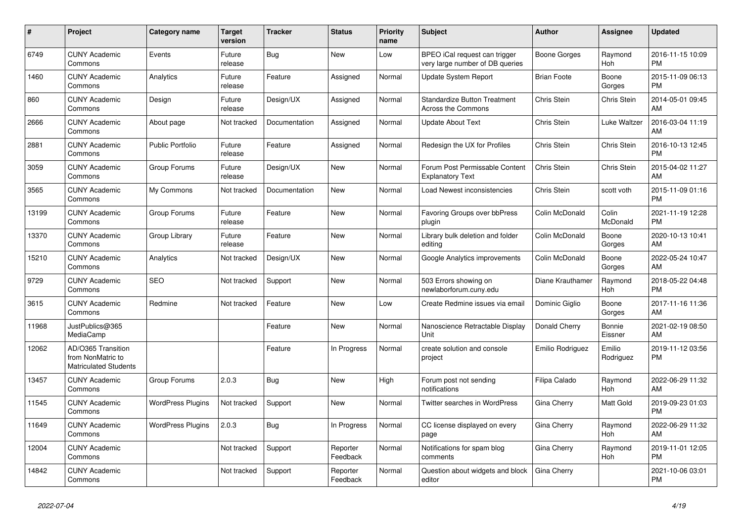| # | Project | Category name | Target version | Tracker | Status | Priority name | Subject | Author | Assignee | Updated |
|---|---|---|---|---|---|---|---|---|---|---|
| 6749 | CUNY Academic Commons | Events | Future release | Bug | New | Low | BPEO iCal request can trigger very large number of DB queries | Boone Gorges | Raymond Hoh | 2016-11-15 10:09 PM |
| 1460 | CUNY Academic Commons | Analytics | Future release | Feature | Assigned | Normal | Update System Report | Brian Foote | Boone Gorges | 2015-11-09 06:13 PM |
| 860 | CUNY Academic Commons | Design | Future release | Design/UX | Assigned | Normal | Standardize Button Treatment Across the Commons | Chris Stein | Chris Stein | 2014-05-01 09:45 AM |
| 2666 | CUNY Academic Commons | About page | Not tracked | Documentation | Assigned | Normal | Update About Text | Chris Stein | Luke Waltzer | 2016-03-04 11:19 AM |
| 2881 | CUNY Academic Commons | Public Portfolio | Future release | Feature | Assigned | Normal | Redesign the UX for Profiles | Chris Stein | Chris Stein | 2016-10-13 12:45 PM |
| 3059 | CUNY Academic Commons | Group Forums | Future release | Design/UX | New | Normal | Forum Post Permissable Content Explanatory Text | Chris Stein | Chris Stein | 2015-04-02 11:27 AM |
| 3565 | CUNY Academic Commons | My Commons | Not tracked | Documentation | New | Normal | Load Newest inconsistencies | Chris Stein | scott voth | 2015-11-09 01:16 PM |
| 13199 | CUNY Academic Commons | Group Forums | Future release | Feature | New | Normal | Favoring Groups over bbPress plugin | Colin McDonald | Colin McDonald | 2021-11-19 12:28 PM |
| 13370 | CUNY Academic Commons | Group Library | Future release | Feature | New | Normal | Library bulk deletion and folder editing | Colin McDonald | Boone Gorges | 2020-10-13 10:41 AM |
| 15210 | CUNY Academic Commons | Analytics | Not tracked | Design/UX | New | Normal | Google Analytics improvements | Colin McDonald | Boone Gorges | 2022-05-24 10:47 AM |
| 9729 | CUNY Academic Commons | SEO | Not tracked | Support | New | Normal | 503 Errors showing on newlaborforum.cuny.edu | Diane Krauthamer | Raymond Hoh | 2018-05-22 04:48 PM |
| 3615 | CUNY Academic Commons | Redmine | Not tracked | Feature | New | Low | Create Redmine issues via email | Dominic Giglio | Boone Gorges | 2017-11-16 11:36 AM |
| 11968 | JustPublics@365 MediaCamp | | | Feature | New | Normal | Nanoscience Retractable Display Unit | Donald Cherry | Bonnie Eissner | 2021-02-19 08:50 AM |
| 12062 | AD/O365 Transition from NonMatric to Matriculated Students | | | Feature | In Progress | Normal | create solution and console project | Emilio Rodriguez | Emilio Rodriguez | 2019-11-12 03:56 PM |
| 13457 | CUNY Academic Commons | Group Forums | 2.0.3 | Bug | New | High | Forum post not sending notifications | Filipa Calado | Raymond Hoh | 2022-06-29 11:32 AM |
| 11545 | CUNY Academic Commons | WordPress Plugins | Not tracked | Support | New | Normal | Twitter searches in WordPress | Gina Cherry | Matt Gold | 2019-09-23 01:03 PM |
| 11649 | CUNY Academic Commons | WordPress Plugins | 2.0.3 | Bug | In Progress | Normal | CC license displayed on every page | Gina Cherry | Raymond Hoh | 2022-06-29 11:32 AM |
| 12004 | CUNY Academic Commons | | Not tracked | Support | Reporter Feedback | Normal | Notifications for spam blog comments | Gina Cherry | Raymond Hoh | 2019-11-01 12:05 PM |
| 14842 | CUNY Academic Commons | | Not tracked | Support | Reporter Feedback | Normal | Question about widgets and block editor | Gina Cherry | | 2021-10-06 03:01 PM |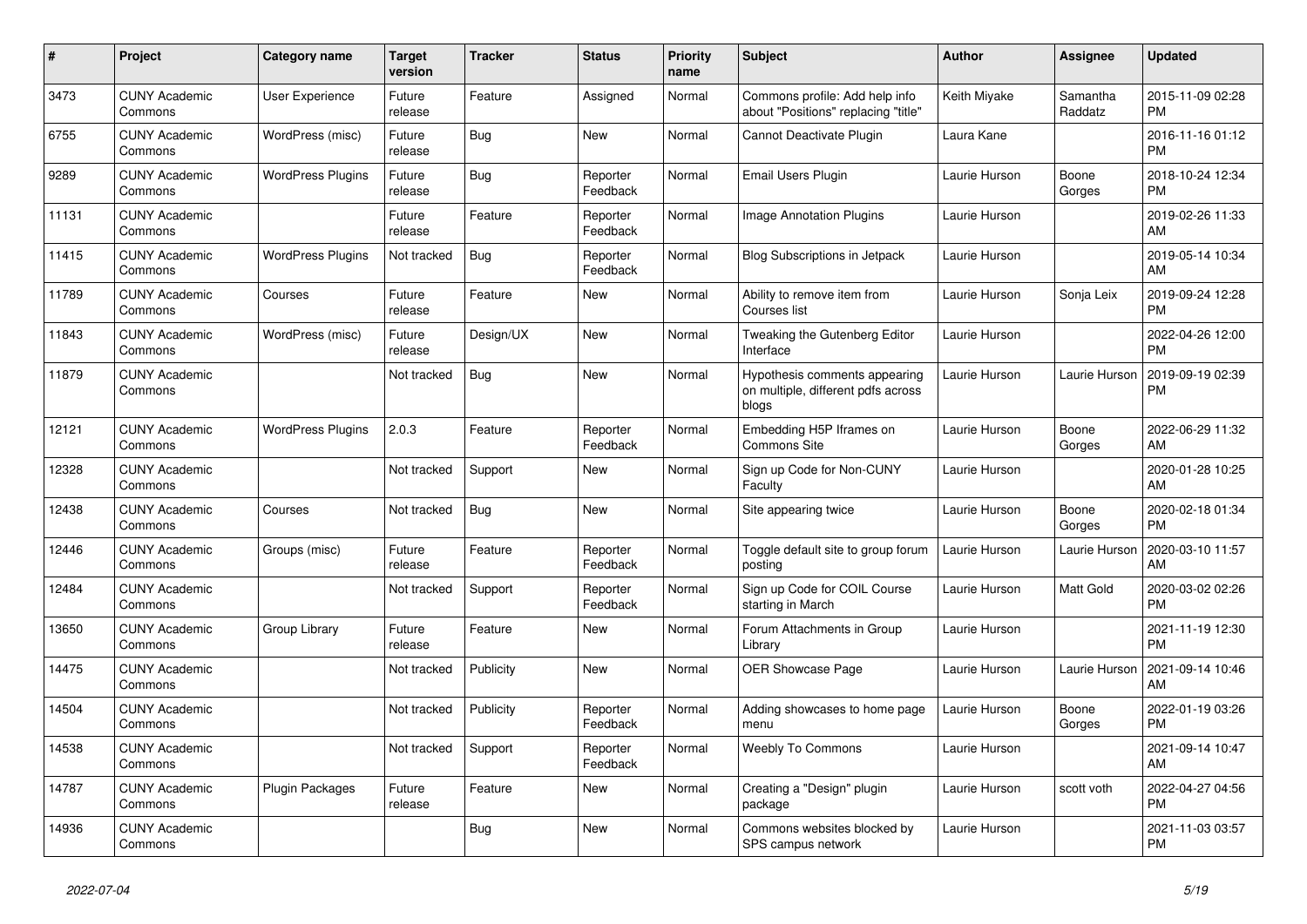| # | Project | Category name | Target version | Tracker | Status | Priority name | Subject | Author | Assignee | Updated |
|---|---|---|---|---|---|---|---|---|---|---|
| 3473 | CUNY Academic Commons | User Experience | Future release | Feature | Assigned | Normal | Commons profile: Add help info about "Positions" replacing "title" | Keith Miyake | Samantha Raddatz | 2015-11-09 02:28 PM |
| 6755 | CUNY Academic Commons | WordPress (misc) | Future release | Bug | New | Normal | Cannot Deactivate Plugin | Laura Kane | | 2016-11-16 01:12 PM |
| 9289 | CUNY Academic Commons | WordPress Plugins | Future release | Bug | Reporter Feedback | Normal | Email Users Plugin | Laurie Hurson | Boone Gorges | 2018-10-24 12:34 PM |
| 11131 | CUNY Academic Commons | | Future release | Feature | Reporter Feedback | Normal | Image Annotation Plugins | Laurie Hurson | | 2019-02-26 11:33 AM |
| 11415 | CUNY Academic Commons | WordPress Plugins | Not tracked | Bug | Reporter Feedback | Normal | Blog Subscriptions in Jetpack | Laurie Hurson | | 2019-05-14 10:34 AM |
| 11789 | CUNY Academic Commons | Courses | Future release | Feature | New | Normal | Ability to remove item from Courses list | Laurie Hurson | Sonja Leix | 2019-09-24 12:28 PM |
| 11843 | CUNY Academic Commons | WordPress (misc) | Future release | Design/UX | New | Normal | Tweaking the Gutenberg Editor Interface | Laurie Hurson | | 2022-04-26 12:00 PM |
| 11879 | CUNY Academic Commons | | Not tracked | Bug | New | Normal | Hypothesis comments appearing on multiple, different pdfs across blogs | Laurie Hurson | Laurie Hurson | 2019-09-19 02:39 PM |
| 12121 | CUNY Academic Commons | WordPress Plugins | 2.0.3 | Feature | Reporter Feedback | Normal | Embedding H5P Iframes on Commons Site | Laurie Hurson | Boone Gorges | 2022-06-29 11:32 AM |
| 12328 | CUNY Academic Commons | | Not tracked | Support | New | Normal | Sign up Code for Non-CUNY Faculty | Laurie Hurson | | 2020-01-28 10:25 AM |
| 12438 | CUNY Academic Commons | Courses | Not tracked | Bug | New | Normal | Site appearing twice | Laurie Hurson | Boone Gorges | 2020-02-18 01:34 PM |
| 12446 | CUNY Academic Commons | Groups (misc) | Future release | Feature | Reporter Feedback | Normal | Toggle default site to group forum posting | Laurie Hurson | Laurie Hurson | 2020-03-10 11:57 AM |
| 12484 | CUNY Academic Commons | | Not tracked | Support | Reporter Feedback | Normal | Sign up Code for COIL Course starting in March | Laurie Hurson | Matt Gold | 2020-03-02 02:26 PM |
| 13650 | CUNY Academic Commons | Group Library | Future release | Feature | New | Normal | Forum Attachments in Group Library | Laurie Hurson | | 2021-11-19 12:30 PM |
| 14475 | CUNY Academic Commons | | Not tracked | Publicity | New | Normal | OER Showcase Page | Laurie Hurson | Laurie Hurson | 2021-09-14 10:46 AM |
| 14504 | CUNY Academic Commons | | Not tracked | Publicity | Reporter Feedback | Normal | Adding showcases to home page menu | Laurie Hurson | Boone Gorges | 2022-01-19 03:26 PM |
| 14538 | CUNY Academic Commons | | Not tracked | Support | Reporter Feedback | Normal | Weebly To Commons | Laurie Hurson | | 2021-09-14 10:47 AM |
| 14787 | CUNY Academic Commons | Plugin Packages | Future release | Feature | New | Normal | Creating a "Design" plugin package | Laurie Hurson | scott voth | 2022-04-27 04:56 PM |
| 14936 | CUNY Academic Commons | | | Bug | New | Normal | Commons websites blocked by SPS campus network | Laurie Hurson | | 2021-11-03 03:57 PM |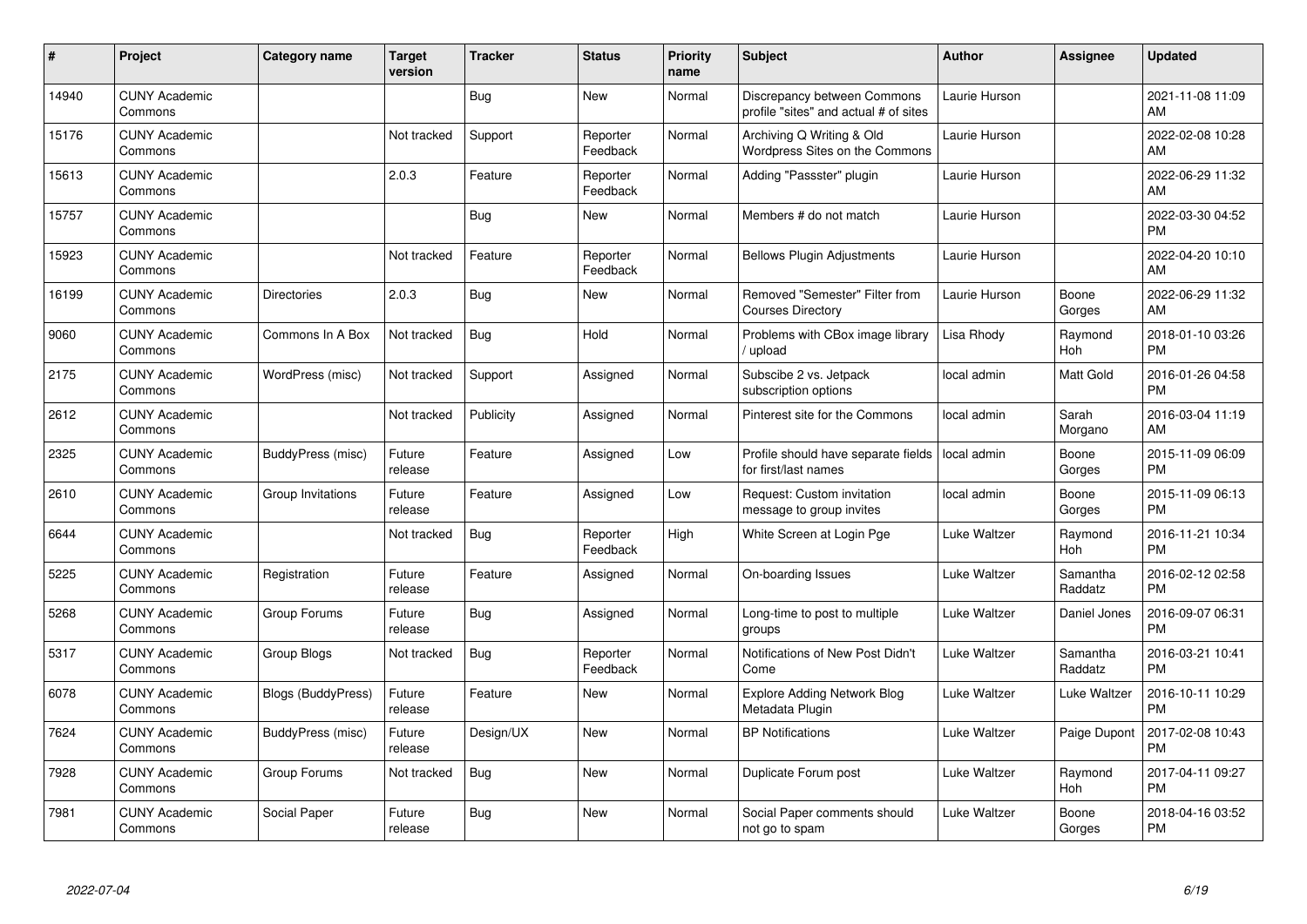| # | Project | Category name | Target version | Tracker | Status | Priority name | Subject | Author | Assignee | Updated |
|---|---|---|---|---|---|---|---|---|---|---|
| 14940 | CUNY Academic Commons | | | Bug | New | Normal | Discrepancy between Commons profile "sites" and actual # of sites | Laurie Hurson | | 2021-11-08 11:09 AM |
| 15176 | CUNY Academic Commons | | Not tracked | Support | Reporter Feedback | Normal | Archiving Q Writing & Old Wordpress Sites on the Commons | Laurie Hurson | | 2022-02-08 10:28 AM |
| 15613 | CUNY Academic Commons | | 2.0.3 | Feature | Reporter Feedback | Normal | Adding "Passster" plugin | Laurie Hurson | | 2022-06-29 11:32 AM |
| 15757 | CUNY Academic Commons | | | Bug | New | Normal | Members # do not match | Laurie Hurson | | 2022-03-30 04:52 PM |
| 15923 | CUNY Academic Commons | | Not tracked | Feature | Reporter Feedback | Normal | Bellows Plugin Adjustments | Laurie Hurson | | 2022-04-20 10:10 AM |
| 16199 | CUNY Academic Commons | Directories | 2.0.3 | Bug | New | Normal | Removed "Semester" Filter from Courses Directory | Laurie Hurson | Boone Gorges | 2022-06-29 11:32 AM |
| 9060 | CUNY Academic Commons | Commons In A Box | Not tracked | Bug | Hold | Normal | Problems with CBox image library / upload | Lisa Rhody | Raymond Hoh | 2018-01-10 03:26 PM |
| 2175 | CUNY Academic Commons | WordPress (misc) | Not tracked | Support | Assigned | Normal | Subscibe 2 vs. Jetpack subscription options | local admin | Matt Gold | 2016-01-26 04:58 PM |
| 2612 | CUNY Academic Commons | | Not tracked | Publicity | Assigned | Normal | Pinterest site for the Commons | local admin | Sarah Morgano | 2016-03-04 11:19 AM |
| 2325 | CUNY Academic Commons | BuddyPress (misc) | Future release | Feature | Assigned | Low | Profile should have separate fields for first/last names | local admin | Boone Gorges | 2015-11-09 06:09 PM |
| 2610 | CUNY Academic Commons | Group Invitations | Future release | Feature | Assigned | Low | Request: Custom invitation message to group invites | local admin | Boone Gorges | 2015-11-09 06:13 PM |
| 6644 | CUNY Academic Commons | | Not tracked | Bug | Reporter Feedback | High | White Screen at Login Pge | Luke Waltzer | Raymond Hoh | 2016-11-21 10:34 PM |
| 5225 | CUNY Academic Commons | Registration | Future release | Feature | Assigned | Normal | On-boarding Issues | Luke Waltzer | Samantha Raddatz | 2016-02-12 02:58 PM |
| 5268 | CUNY Academic Commons | Group Forums | Future release | Bug | Assigned | Normal | Long-time to post to multiple groups | Luke Waltzer | Daniel Jones | 2016-09-07 06:31 PM |
| 5317 | CUNY Academic Commons | Group Blogs | Not tracked | Bug | Reporter Feedback | Normal | Notifications of New Post Didn't Come | Luke Waltzer | Samantha Raddatz | 2016-03-21 10:41 PM |
| 6078 | CUNY Academic Commons | Blogs (BuddyPress) | Future release | Feature | New | Normal | Explore Adding Network Blog Metadata Plugin | Luke Waltzer | Luke Waltzer | 2016-10-11 10:29 PM |
| 7624 | CUNY Academic Commons | BuddyPress (misc) | Future release | Design/UX | New | Normal | BP Notifications | Luke Waltzer | Paige Dupont | 2017-02-08 10:43 PM |
| 7928 | CUNY Academic Commons | Group Forums | Not tracked | Bug | New | Normal | Duplicate Forum post | Luke Waltzer | Raymond Hoh | 2017-04-11 09:27 PM |
| 7981 | CUNY Academic Commons | Social Paper | Future release | Bug | New | Normal | Social Paper comments should not go to spam | Luke Waltzer | Boone Gorges | 2018-04-16 03:52 PM |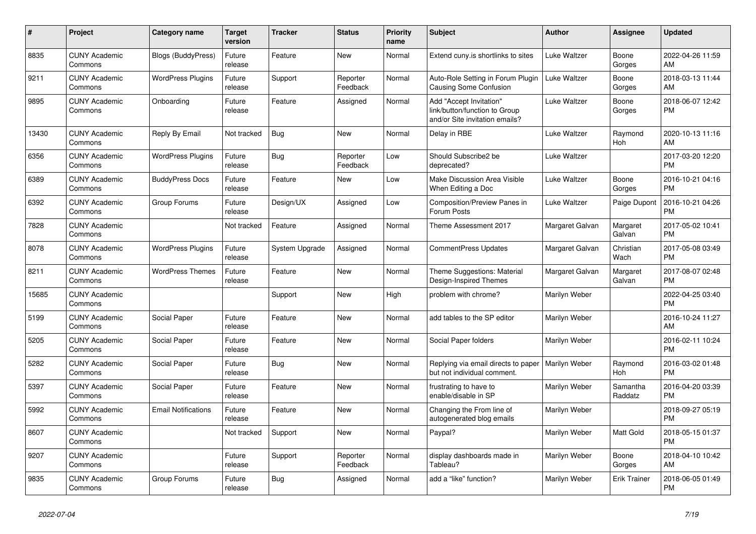| # | Project | Category name | Target version | Tracker | Status | Priority name | Subject | Author | Assignee | Updated |
|---|---|---|---|---|---|---|---|---|---|---|
| 8835 | CUNY Academic Commons | Blogs (BuddyPress) | Future release | Feature | New | Normal | Extend cuny.is shortlinks to sites | Luke Waltzer | Boone Gorges | 2022-04-26 11:59 AM |
| 9211 | CUNY Academic Commons | WordPress Plugins | Future release | Support | Reporter Feedback | Normal | Auto-Role Setting in Forum Plugin Causing Some Confusion | Luke Waltzer | Boone Gorges | 2018-03-13 11:44 AM |
| 9895 | CUNY Academic Commons | Onboarding | Future release | Feature | Assigned | Normal | Add "Accept Invitation" link/button/function to Group and/or Site invitation emails? | Luke Waltzer | Boone Gorges | 2018-06-07 12:42 PM |
| 13430 | CUNY Academic Commons | Reply By Email | Not tracked | Bug | New | Normal | Delay in RBE | Luke Waltzer | Raymond Hoh | 2020-10-13 11:16 AM |
| 6356 | CUNY Academic Commons | WordPress Plugins | Future release | Bug | Reporter Feedback | Low | Should Subscribe2 be deprecated? | Luke Waltzer | | 2017-03-20 12:20 PM |
| 6389 | CUNY Academic Commons | BuddyPress Docs | Future release | Feature | New | Low | Make Discussion Area Visible When Editing a Doc | Luke Waltzer | Boone Gorges | 2016-10-21 04:16 PM |
| 6392 | CUNY Academic Commons | Group Forums | Future release | Design/UX | Assigned | Low | Composition/Preview Panes in Forum Posts | Luke Waltzer | Paige Dupont | 2016-10-21 04:26 PM |
| 7828 | CUNY Academic Commons | | Not tracked | Feature | Assigned | Normal | Theme Assessment 2017 | Margaret Galvan | Margaret Galvan | 2017-05-02 10:41 PM |
| 8078 | CUNY Academic Commons | WordPress Plugins | Future release | System Upgrade | Assigned | Normal | CommentPress Updates | Margaret Galvan | Christian Wach | 2017-05-08 03:49 PM |
| 8211 | CUNY Academic Commons | WordPress Themes | Future release | Feature | New | Normal | Theme Suggestions: Material Design-Inspired Themes | Margaret Galvan | Margaret Galvan | 2017-08-07 02:48 PM |
| 15685 | CUNY Academic Commons | | | Support | New | High | problem with chrome? | Marilyn Weber | | 2022-04-25 03:40 PM |
| 5199 | CUNY Academic Commons | Social Paper | Future release | Feature | New | Normal | add tables to the SP editor | Marilyn Weber | | 2016-10-24 11:27 AM |
| 5205 | CUNY Academic Commons | Social Paper | Future release | Feature | New | Normal | Social Paper folders | Marilyn Weber | | 2016-02-11 10:24 PM |
| 5282 | CUNY Academic Commons | Social Paper | Future release | Bug | New | Normal | Replying via email directs to paper but not individual comment. | Marilyn Weber | Raymond Hoh | 2016-03-02 01:48 PM |
| 5397 | CUNY Academic Commons | Social Paper | Future release | Feature | New | Normal | frustrating to have to enable/disable in SP | Marilyn Weber | Samantha Raddatz | 2016-04-20 03:39 PM |
| 5992 | CUNY Academic Commons | Email Notifications | Future release | Feature | New | Normal | Changing the From line of autogenerated blog emails | Marilyn Weber | | 2018-09-27 05:19 PM |
| 8607 | CUNY Academic Commons | | Not tracked | Support | New | Normal | Paypal? | Marilyn Weber | Matt Gold | 2018-05-15 01:37 PM |
| 9207 | CUNY Academic Commons | | Future release | Support | Reporter Feedback | Normal | display dashboards made in Tableau? | Marilyn Weber | Boone Gorges | 2018-04-10 10:42 AM |
| 9835 | CUNY Academic Commons | Group Forums | Future release | Bug | Assigned | Normal | add a "like" function? | Marilyn Weber | Erik Trainer | 2018-06-05 01:49 PM |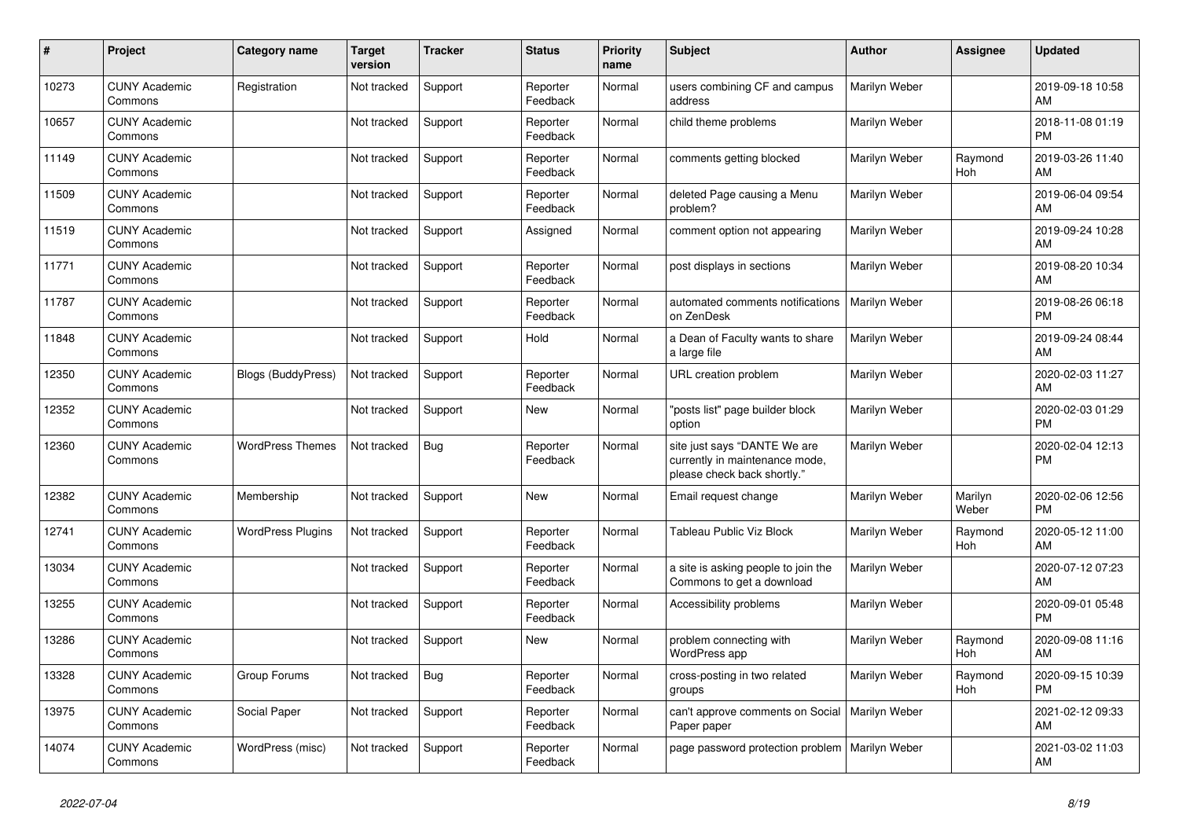| # | Project | Category name | Target version | Tracker | Status | Priority name | Subject | Author | Assignee | Updated |
|---|---|---|---|---|---|---|---|---|---|---|
| 10273 | CUNY Academic Commons | Registration | Not tracked | Support | Reporter Feedback | Normal | users combining CF and campus address | Marilyn Weber | | 2019-09-18 10:58 AM |
| 10657 | CUNY Academic Commons | | Not tracked | Support | Reporter Feedback | Normal | child theme problems | Marilyn Weber | | 2018-11-08 01:19 PM |
| 11149 | CUNY Academic Commons | | Not tracked | Support | Reporter Feedback | Normal | comments getting blocked | Marilyn Weber | Raymond Hoh | 2019-03-26 11:40 AM |
| 11509 | CUNY Academic Commons | | Not tracked | Support | Reporter Feedback | Normal | deleted Page causing a Menu problem? | Marilyn Weber | | 2019-06-04 09:54 AM |
| 11519 | CUNY Academic Commons | | Not tracked | Support | Assigned | Normal | comment option not appearing | Marilyn Weber | | 2019-09-24 10:28 AM |
| 11771 | CUNY Academic Commons | | Not tracked | Support | Reporter Feedback | Normal | post displays in sections | Marilyn Weber | | 2019-08-20 10:34 AM |
| 11787 | CUNY Academic Commons | | Not tracked | Support | Reporter Feedback | Normal | automated comments notifications on ZenDesk | Marilyn Weber | | 2019-08-26 06:18 PM |
| 11848 | CUNY Academic Commons | | Not tracked | Support | Hold | Normal | a Dean of Faculty wants to share a large file | Marilyn Weber | | 2019-09-24 08:44 AM |
| 12350 | CUNY Academic Commons | Blogs (BuddyPress) | Not tracked | Support | Reporter Feedback | Normal | URL creation problem | Marilyn Weber | | 2020-02-03 11:27 AM |
| 12352 | CUNY Academic Commons | | Not tracked | Support | New | Normal | "posts list" page builder block option | Marilyn Weber | | 2020-02-03 01:29 PM |
| 12360 | CUNY Academic Commons | WordPress Themes | Not tracked | Bug | Reporter Feedback | Normal | site just says "DANTE We are currently in maintenance mode, please check back shortly." | Marilyn Weber | | 2020-02-04 12:13 PM |
| 12382 | CUNY Academic Commons | Membership | Not tracked | Support | New | Normal | Email request change | Marilyn Weber | Marilyn Weber | 2020-02-06 12:56 PM |
| 12741 | CUNY Academic Commons | WordPress Plugins | Not tracked | Support | Reporter Feedback | Normal | Tableau Public Viz Block | Marilyn Weber | Raymond Hoh | 2020-05-12 11:00 AM |
| 13034 | CUNY Academic Commons | | Not tracked | Support | Reporter Feedback | Normal | a site is asking people to join the Commons to get a download | Marilyn Weber | | 2020-07-12 07:23 AM |
| 13255 | CUNY Academic Commons | | Not tracked | Support | Reporter Feedback | Normal | Accessibility problems | Marilyn Weber | | 2020-09-01 05:48 PM |
| 13286 | CUNY Academic Commons | | Not tracked | Support | New | Normal | problem connecting with WordPress app | Marilyn Weber | Raymond Hoh | 2020-09-08 11:16 AM |
| 13328 | CUNY Academic Commons | Group Forums | Not tracked | Bug | Reporter Feedback | Normal | cross-posting in two related groups | Marilyn Weber | Raymond Hoh | 2020-09-15 10:39 PM |
| 13975 | CUNY Academic Commons | Social Paper | Not tracked | Support | Reporter Feedback | Normal | can't approve comments on Social Paper paper | Marilyn Weber | | 2021-02-12 09:33 AM |
| 14074 | CUNY Academic Commons | WordPress (misc) | Not tracked | Support | Reporter Feedback | Normal | page password protection problem | Marilyn Weber | | 2021-03-02 11:03 AM |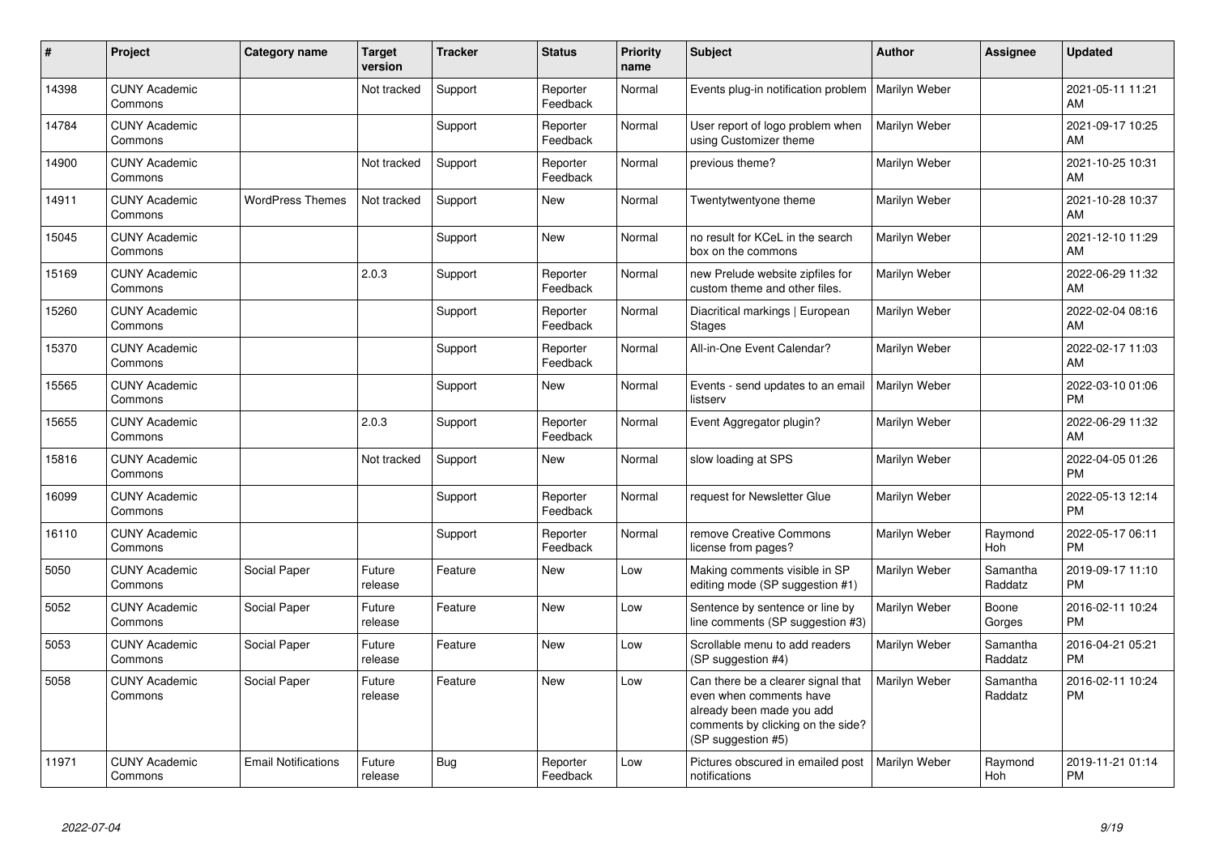| # | Project | Category name | Target version | Tracker | Status | Priority name | Subject | Author | Assignee | Updated |
|---|---|---|---|---|---|---|---|---|---|---|
| 14398 | CUNY Academic Commons | | Not tracked | Support | Reporter Feedback | Normal | Events plug-in notification problem | Marilyn Weber | | 2021-05-11 11:21 AM |
| 14784 | CUNY Academic Commons | | | Support | Reporter Feedback | Normal | User report of logo problem when using Customizer theme | Marilyn Weber | | 2021-09-17 10:25 AM |
| 14900 | CUNY Academic Commons | | Not tracked | Support | Reporter Feedback | Normal | previous theme? | Marilyn Weber | | 2021-10-25 10:31 AM |
| 14911 | CUNY Academic Commons | WordPress Themes | Not tracked | Support | New | Normal | Twentytwentyone theme | Marilyn Weber | | 2021-10-28 10:37 AM |
| 15045 | CUNY Academic Commons | | | Support | New | Normal | no result for KCeL in the search box on the commons | Marilyn Weber | | 2021-12-10 11:29 AM |
| 15169 | CUNY Academic Commons | | 2.0.3 | Support | Reporter Feedback | Normal | new Prelude website zipfiles for custom theme and other files. | Marilyn Weber | | 2022-06-29 11:32 AM |
| 15260 | CUNY Academic Commons | | | Support | Reporter Feedback | Normal | Diacritical markings \| European Stages | Marilyn Weber | | 2022-02-04 08:16 AM |
| 15370 | CUNY Academic Commons | | | Support | Reporter Feedback | Normal | All-in-One Event Calendar? | Marilyn Weber | | 2022-02-17 11:03 AM |
| 15565 | CUNY Academic Commons | | | Support | New | Normal | Events - send updates to an email listserv | Marilyn Weber | | 2022-03-10 01:06 PM |
| 15655 | CUNY Academic Commons | | 2.0.3 | Support | Reporter Feedback | Normal | Event Aggregator plugin? | Marilyn Weber | | 2022-06-29 11:32 AM |
| 15816 | CUNY Academic Commons | | Not tracked | Support | New | Normal | slow loading at SPS | Marilyn Weber | | 2022-04-05 01:26 PM |
| 16099 | CUNY Academic Commons | | | Support | Reporter Feedback | Normal | request for Newsletter Glue | Marilyn Weber | | 2022-05-13 12:14 PM |
| 16110 | CUNY Academic Commons | | | Support | Reporter Feedback | Normal | remove Creative Commons license from pages? | Marilyn Weber | Raymond Hoh | 2022-05-17 06:11 PM |
| 5050 | CUNY Academic Commons | Social Paper | Future release | Feature | New | Low | Making comments visible in SP editing mode (SP suggestion #1) | Marilyn Weber | Samantha Raddatz | 2019-09-17 11:10 PM |
| 5052 | CUNY Academic Commons | Social Paper | Future release | Feature | New | Low | Sentence by sentence or line by line comments (SP suggestion #3) | Marilyn Weber | Boone Gorges | 2016-02-11 10:24 PM |
| 5053 | CUNY Academic Commons | Social Paper | Future release | Feature | New | Low | Scrollable menu to add readers (SP suggestion #4) | Marilyn Weber | Samantha Raddatz | 2016-04-21 05:21 PM |
| 5058 | CUNY Academic Commons | Social Paper | Future release | Feature | New | Low | Can there be a clearer signal that even when comments have already been made you add comments by clicking on the side? (SP suggestion #5) | Marilyn Weber | Samantha Raddatz | 2016-02-11 10:24 PM |
| 11971 | CUNY Academic Commons | Email Notifications | Future release | Bug | Reporter Feedback | Low | Pictures obscured in emailed post notifications | Marilyn Weber | Raymond Hoh | 2019-11-21 01:14 PM |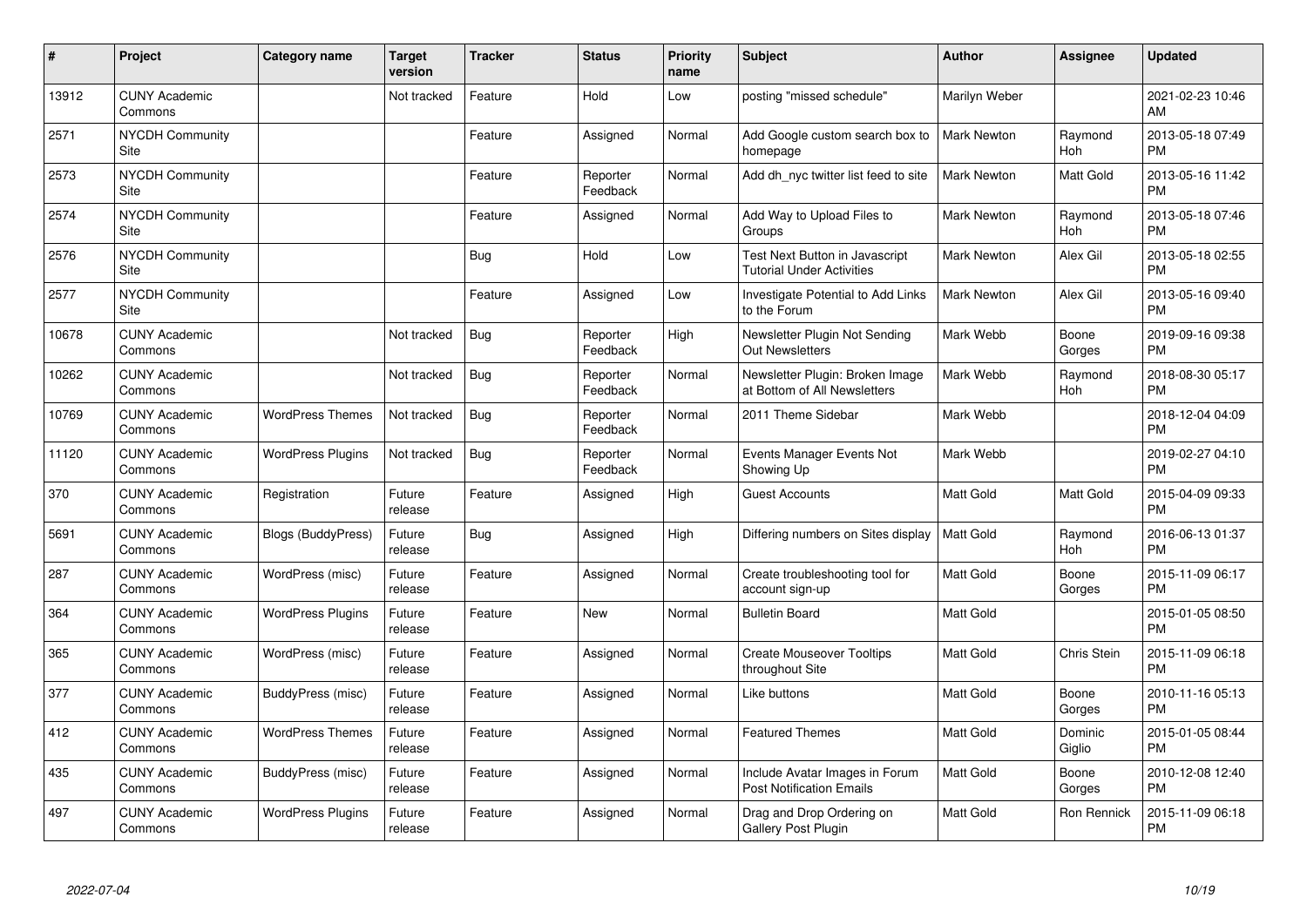| # | Project | Category name | Target version | Tracker | Status | Priority name | Subject | Author | Assignee | Updated |
|---|---|---|---|---|---|---|---|---|---|---|
| 13912 | CUNY Academic Commons | | Not tracked | Feature | Hold | Low | posting "missed schedule" | Marilyn Weber | | 2021-02-23 10:46 AM |
| 2571 | NYCDH Community Site | | | Feature | Assigned | Normal | Add Google custom search box to homepage | Mark Newton | Raymond Hoh | 2013-05-18 07:49 PM |
| 2573 | NYCDH Community Site | | | Feature | Reporter Feedback | Normal | Add dh_nyc twitter list feed to site | Mark Newton | Matt Gold | 2013-05-16 11:42 PM |
| 2574 | NYCDH Community Site | | | Feature | Assigned | Normal | Add Way to Upload Files to Groups | Mark Newton | Raymond Hoh | 2013-05-18 07:46 PM |
| 2576 | NYCDH Community Site | | | Bug | Hold | Low | Test Next Button in Javascript Tutorial Under Activities | Mark Newton | Alex Gil | 2013-05-18 02:55 PM |
| 2577 | NYCDH Community Site | | | Feature | Assigned | Low | Investigate Potential to Add Links to the Forum | Mark Newton | Alex Gil | 2013-05-16 09:40 PM |
| 10678 | CUNY Academic Commons | | Not tracked | Bug | Reporter Feedback | High | Newsletter Plugin Not Sending Out Newsletters | Mark Webb | Boone Gorges | 2019-09-16 09:38 PM |
| 10262 | CUNY Academic Commons | | Not tracked | Bug | Reporter Feedback | Normal | Newsletter Plugin: Broken Image at Bottom of All Newsletters | Mark Webb | Raymond Hoh | 2018-08-30 05:17 PM |
| 10769 | CUNY Academic Commons | WordPress Themes | Not tracked | Bug | Reporter Feedback | Normal | 2011 Theme Sidebar | Mark Webb | | 2018-12-04 04:09 PM |
| 11120 | CUNY Academic Commons | WordPress Plugins | Not tracked | Bug | Reporter Feedback | Normal | Events Manager Events Not Showing Up | Mark Webb | | 2019-02-27 04:10 PM |
| 370 | CUNY Academic Commons | Registration | Future release | Feature | Assigned | High | Guest Accounts | Matt Gold | Matt Gold | 2015-04-09 09:33 PM |
| 5691 | CUNY Academic Commons | Blogs (BuddyPress) | Future release | Bug | Assigned | High | Differing numbers on Sites display | Matt Gold | Raymond Hoh | 2016-06-13 01:37 PM |
| 287 | CUNY Academic Commons | WordPress (misc) | Future release | Feature | Assigned | Normal | Create troubleshooting tool for account sign-up | Matt Gold | Boone Gorges | 2015-11-09 06:17 PM |
| 364 | CUNY Academic Commons | WordPress Plugins | Future release | Feature | New | Normal | Bulletin Board | Matt Gold | | 2015-01-05 08:50 PM |
| 365 | CUNY Academic Commons | WordPress (misc) | Future release | Feature | Assigned | Normal | Create Mouseover Tooltips throughout Site | Matt Gold | Chris Stein | 2015-11-09 06:18 PM |
| 377 | CUNY Academic Commons | BuddyPress (misc) | Future release | Feature | Assigned | Normal | Like buttons | Matt Gold | Boone Gorges | 2010-11-16 05:13 PM |
| 412 | CUNY Academic Commons | WordPress Themes | Future release | Feature | Assigned | Normal | Featured Themes | Matt Gold | Dominic Giglio | 2015-01-05 08:44 PM |
| 435 | CUNY Academic Commons | BuddyPress (misc) | Future release | Feature | Assigned | Normal | Include Avatar Images in Forum Post Notification Emails | Matt Gold | Boone Gorges | 2010-12-08 12:40 PM |
| 497 | CUNY Academic Commons | WordPress Plugins | Future release | Feature | Assigned | Normal | Drag and Drop Ordering on Gallery Post Plugin | Matt Gold | Ron Rennick | 2015-11-09 06:18 PM |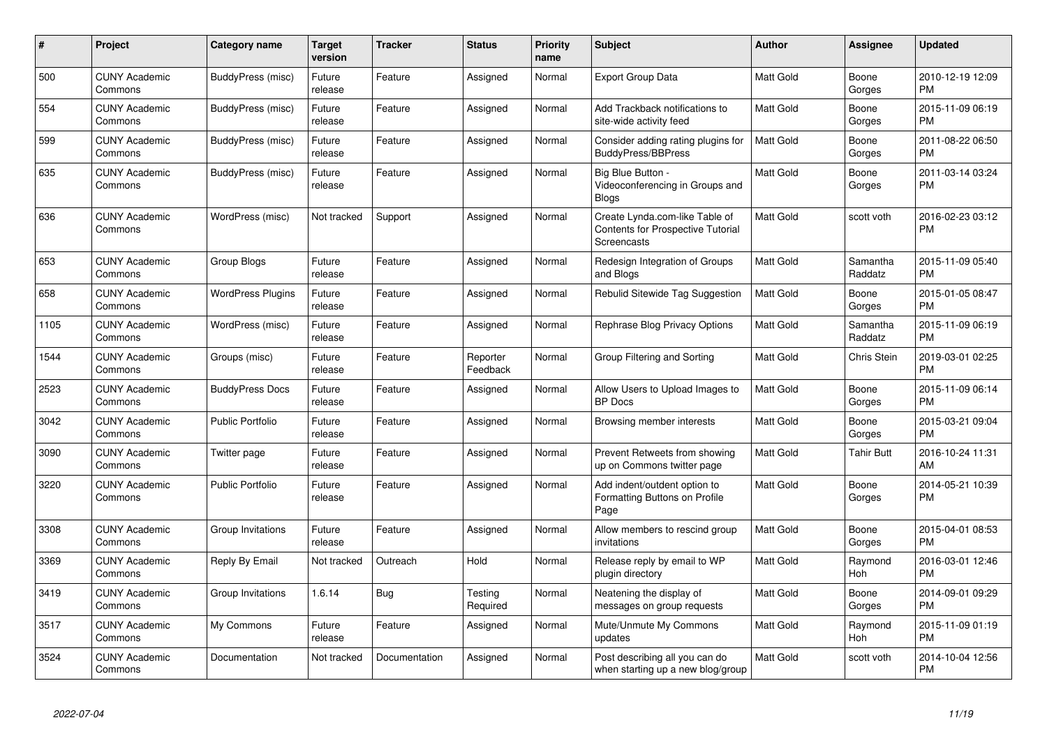| # | Project | Category name | Target version | Tracker | Status | Priority name | Subject | Author | Assignee | Updated |
|---|---|---|---|---|---|---|---|---|---|---|
| 500 | CUNY Academic Commons | BuddyPress (misc) | Future release | Feature | Assigned | Normal | Export Group Data | Matt Gold | Boone Gorges | 2010-12-19 12:09 PM |
| 554 | CUNY Academic Commons | BuddyPress (misc) | Future release | Feature | Assigned | Normal | Add Trackback notifications to site-wide activity feed | Matt Gold | Boone Gorges | 2015-11-09 06:19 PM |
| 599 | CUNY Academic Commons | BuddyPress (misc) | Future release | Feature | Assigned | Normal | Consider adding rating plugins for BuddyPress/BBPress | Matt Gold | Boone Gorges | 2011-08-22 06:50 PM |
| 635 | CUNY Academic Commons | BuddyPress (misc) | Future release | Feature | Assigned | Normal | Big Blue Button - Videoconferencing in Groups and Blogs | Matt Gold | Boone Gorges | 2011-03-14 03:24 PM |
| 636 | CUNY Academic Commons | WordPress (misc) | Not tracked | Support | Assigned | Normal | Create Lynda.com-like Table of Contents for Prospective Tutorial Screencasts | Matt Gold | scott voth | 2016-02-23 03:12 PM |
| 653 | CUNY Academic Commons | Group Blogs | Future release | Feature | Assigned | Normal | Redesign Integration of Groups and Blogs | Matt Gold | Samantha Raddatz | 2015-11-09 05:40 PM |
| 658 | CUNY Academic Commons | WordPress Plugins | Future release | Feature | Assigned | Normal | Rebulid Sitewide Tag Suggestion | Matt Gold | Boone Gorges | 2015-01-05 08:47 PM |
| 1105 | CUNY Academic Commons | WordPress (misc) | Future release | Feature | Assigned | Normal | Rephrase Blog Privacy Options | Matt Gold | Samantha Raddatz | 2015-11-09 06:19 PM |
| 1544 | CUNY Academic Commons | Groups (misc) | Future release | Feature | Reporter Feedback | Normal | Group Filtering and Sorting | Matt Gold | Chris Stein | 2019-03-01 02:25 PM |
| 2523 | CUNY Academic Commons | BuddyPress Docs | Future release | Feature | Assigned | Normal | Allow Users to Upload Images to BP Docs | Matt Gold | Boone Gorges | 2015-11-09 06:14 PM |
| 3042 | CUNY Academic Commons | Public Portfolio | Future release | Feature | Assigned | Normal | Browsing member interests | Matt Gold | Boone Gorges | 2015-03-21 09:04 PM |
| 3090 | CUNY Academic Commons | Twitter page | Future release | Feature | Assigned | Normal | Prevent Retweets from showing up on Commons twitter page | Matt Gold | Tahir Butt | 2016-10-24 11:31 AM |
| 3220 | CUNY Academic Commons | Public Portfolio | Future release | Feature | Assigned | Normal | Add indent/outdent option to Formatting Buttons on Profile Page | Matt Gold | Boone Gorges | 2014-05-21 10:39 PM |
| 3308 | CUNY Academic Commons | Group Invitations | Future release | Feature | Assigned | Normal | Allow members to rescind group invitations | Matt Gold | Boone Gorges | 2015-04-01 08:53 PM |
| 3369 | CUNY Academic Commons | Reply By Email | Not tracked | Outreach | Hold | Normal | Release reply by email to WP plugin directory | Matt Gold | Raymond Hoh | 2016-03-01 12:46 PM |
| 3419 | CUNY Academic Commons | Group Invitations | 1.6.14 | Bug | Testing Required | Normal | Neatening the display of messages on group requests | Matt Gold | Boone Gorges | 2014-09-01 09:29 PM |
| 3517 | CUNY Academic Commons | My Commons | Future release | Feature | Assigned | Normal | Mute/Unmute My Commons updates | Matt Gold | Raymond Hoh | 2015-11-09 01:19 PM |
| 3524 | CUNY Academic Commons | Documentation | Not tracked | Documentation | Assigned | Normal | Post describing all you can do when starting up a new blog/group | Matt Gold | scott voth | 2014-10-04 12:56 PM |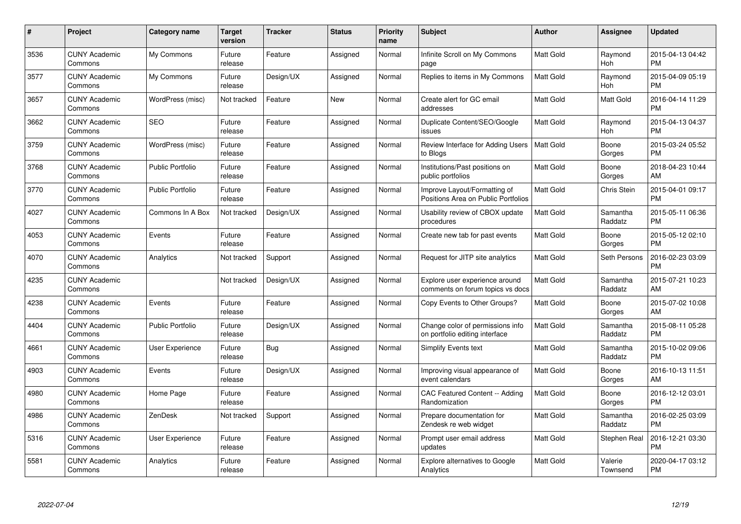| # | Project | Category name | Target version | Tracker | Status | Priority name | Subject | Author | Assignee | Updated |
|---|---|---|---|---|---|---|---|---|---|---|
| 3536 | CUNY Academic Commons | My Commons | Future release | Feature | Assigned | Normal | Infinite Scroll on My Commons page | Matt Gold | Raymond Hoh | 2015-04-13 04:42 PM |
| 3577 | CUNY Academic Commons | My Commons | Future release | Design/UX | Assigned | Normal | Replies to items in My Commons | Matt Gold | Raymond Hoh | 2015-04-09 05:19 PM |
| 3657 | CUNY Academic Commons | WordPress (misc) | Not tracked | Feature | New | Normal | Create alert for GC email addresses | Matt Gold | Matt Gold | 2016-04-14 11:29 PM |
| 3662 | CUNY Academic Commons | SEO | Future release | Feature | Assigned | Normal | Duplicate Content/SEO/Google issues | Matt Gold | Raymond Hoh | 2015-04-13 04:37 PM |
| 3759 | CUNY Academic Commons | WordPress (misc) | Future release | Feature | Assigned | Normal | Review Interface for Adding Users to Blogs | Matt Gold | Boone Gorges | 2015-03-24 05:52 PM |
| 3768 | CUNY Academic Commons | Public Portfolio | Future release | Feature | Assigned | Normal | Institutions/Past positions on public portfolios | Matt Gold | Boone Gorges | 2018-04-23 10:44 AM |
| 3770 | CUNY Academic Commons | Public Portfolio | Future release | Feature | Assigned | Normal | Improve Layout/Formatting of Positions Area on Public Portfolios | Matt Gold | Chris Stein | 2015-04-01 09:17 PM |
| 4027 | CUNY Academic Commons | Commons In A Box | Not tracked | Design/UX | Assigned | Normal | Usability review of CBOX update procedures | Matt Gold | Samantha Raddatz | 2015-05-11 06:36 PM |
| 4053 | CUNY Academic Commons | Events | Future release | Feature | Assigned | Normal | Create new tab for past events | Matt Gold | Boone Gorges | 2015-05-12 02:10 PM |
| 4070 | CUNY Academic Commons | Analytics | Not tracked | Support | Assigned | Normal | Request for JITP site analytics | Matt Gold | Seth Persons | 2016-02-23 03:09 PM |
| 4235 | CUNY Academic Commons | | Not tracked | Design/UX | Assigned | Normal | Explore user experience around comments on forum topics vs docs | Matt Gold | Samantha Raddatz | 2015-07-21 10:23 AM |
| 4238 | CUNY Academic Commons | Events | Future release | Feature | Assigned | Normal | Copy Events to Other Groups? | Matt Gold | Boone Gorges | 2015-07-02 10:08 AM |
| 4404 | CUNY Academic Commons | Public Portfolio | Future release | Design/UX | Assigned | Normal | Change color of permissions info on portfolio editing interface | Matt Gold | Samantha Raddatz | 2015-08-11 05:28 PM |
| 4661 | CUNY Academic Commons | User Experience | Future release | Bug | Assigned | Normal | Simplify Events text | Matt Gold | Samantha Raddatz | 2015-10-02 09:06 PM |
| 4903 | CUNY Academic Commons | Events | Future release | Design/UX | Assigned | Normal | Improving visual appearance of event calendars | Matt Gold | Boone Gorges | 2016-10-13 11:51 AM |
| 4980 | CUNY Academic Commons | Home Page | Future release | Feature | Assigned | Normal | CAC Featured Content -- Adding Randomization | Matt Gold | Boone Gorges | 2016-12-12 03:01 PM |
| 4986 | CUNY Academic Commons | ZenDesk | Not tracked | Support | Assigned | Normal | Prepare documentation for Zendesk re web widget | Matt Gold | Samantha Raddatz | 2016-02-25 03:09 PM |
| 5316 | CUNY Academic Commons | User Experience | Future release | Feature | Assigned | Normal | Prompt user email address updates | Matt Gold | Stephen Real | 2016-12-21 03:30 PM |
| 5581 | CUNY Academic Commons | Analytics | Future release | Feature | Assigned | Normal | Explore alternatives to Google Analytics | Matt Gold | Valerie Townsend | 2020-04-17 03:12 PM |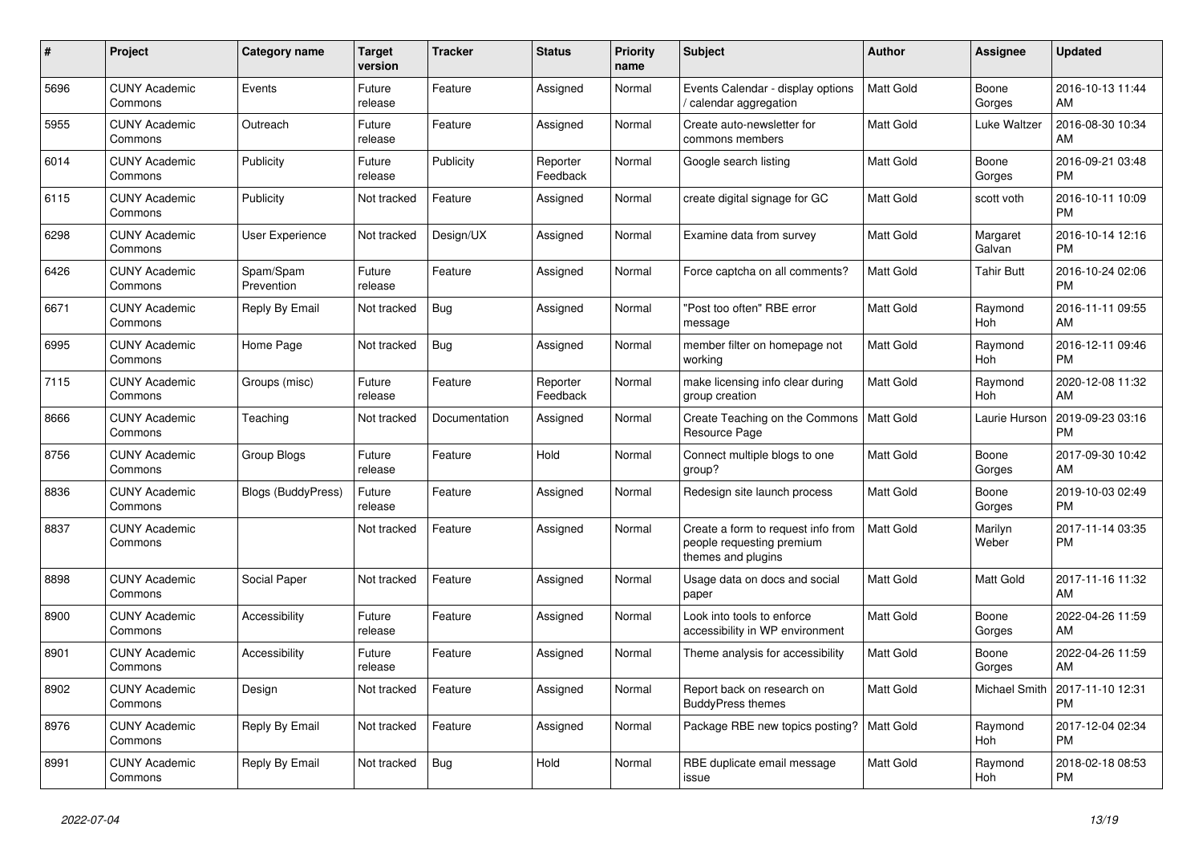| # | Project | Category name | Target version | Tracker | Status | Priority name | Subject | Author | Assignee | Updated |
|---|---|---|---|---|---|---|---|---|---|---|
| 5696 | CUNY Academic Commons | Events | Future release | Feature | Assigned | Normal | Events Calendar - display options / calendar aggregation | Matt Gold | Boone Gorges | 2016-10-13 11:44 AM |
| 5955 | CUNY Academic Commons | Outreach | Future release | Feature | Assigned | Normal | Create auto-newsletter for commons members | Matt Gold | Luke Waltzer | 2016-08-30 10:34 AM |
| 6014 | CUNY Academic Commons | Publicity | Future release | Publicity | Reporter Feedback | Normal | Google search listing | Matt Gold | Boone Gorges | 2016-09-21 03:48 PM |
| 6115 | CUNY Academic Commons | Publicity | Not tracked | Feature | Assigned | Normal | create digital signage for GC | Matt Gold | scott voth | 2016-10-11 10:09 PM |
| 6298 | CUNY Academic Commons | User Experience | Not tracked | Design/UX | Assigned | Normal | Examine data from survey | Matt Gold | Margaret Galvan | 2016-10-14 12:16 PM |
| 6426 | CUNY Academic Commons | Spam/Spam Prevention | Future release | Feature | Assigned | Normal | Force captcha on all comments? | Matt Gold | Tahir Butt | 2016-10-24 02:06 PM |
| 6671 | CUNY Academic Commons | Reply By Email | Not tracked | Bug | Assigned | Normal | "Post too often" RBE error message | Matt Gold | Raymond Hoh | 2016-11-11 09:55 AM |
| 6995 | CUNY Academic Commons | Home Page | Not tracked | Bug | Assigned | Normal | member filter on homepage not working | Matt Gold | Raymond Hoh | 2016-12-11 09:46 PM |
| 7115 | CUNY Academic Commons | Groups (misc) | Future release | Feature | Reporter Feedback | Normal | make licensing info clear during group creation | Matt Gold | Raymond Hoh | 2020-12-08 11:32 AM |
| 8666 | CUNY Academic Commons | Teaching | Not tracked | Documentation | Assigned | Normal | Create Teaching on the Commons Resource Page | Matt Gold | Laurie Hurson | 2019-09-23 03:16 PM |
| 8756 | CUNY Academic Commons | Group Blogs | Future release | Feature | Hold | Normal | Connect multiple blogs to one group? | Matt Gold | Boone Gorges | 2017-09-30 10:42 AM |
| 8836 | CUNY Academic Commons | Blogs (BuddyPress) | Future release | Feature | Assigned | Normal | Redesign site launch process | Matt Gold | Boone Gorges | 2019-10-03 02:49 PM |
| 8837 | CUNY Academic Commons | | Not tracked | Feature | Assigned | Normal | Create a form to request info from people requesting premium themes and plugins | Matt Gold | Marilyn Weber | 2017-11-14 03:35 PM |
| 8898 | CUNY Academic Commons | Social Paper | Not tracked | Feature | Assigned | Normal | Usage data on docs and social paper | Matt Gold | Matt Gold | 2017-11-16 11:32 AM |
| 8900 | CUNY Academic Commons | Accessibility | Future release | Feature | Assigned | Normal | Look into tools to enforce accessibility in WP environment | Matt Gold | Boone Gorges | 2022-04-26 11:59 AM |
| 8901 | CUNY Academic Commons | Accessibility | Future release | Feature | Assigned | Normal | Theme analysis for accessibility | Matt Gold | Boone Gorges | 2022-04-26 11:59 AM |
| 8902 | CUNY Academic Commons | Design | Not tracked | Feature | Assigned | Normal | Report back on research on BuddyPress themes | Matt Gold | Michael Smith | 2017-11-10 12:31 PM |
| 8976 | CUNY Academic Commons | Reply By Email | Not tracked | Feature | Assigned | Normal | Package RBE new topics posting? | Matt Gold | Raymond Hoh | 2017-12-04 02:34 PM |
| 8991 | CUNY Academic Commons | Reply By Email | Not tracked | Bug | Hold | Normal | RBE duplicate email message issue | Matt Gold | Raymond Hoh | 2018-02-18 08:53 PM |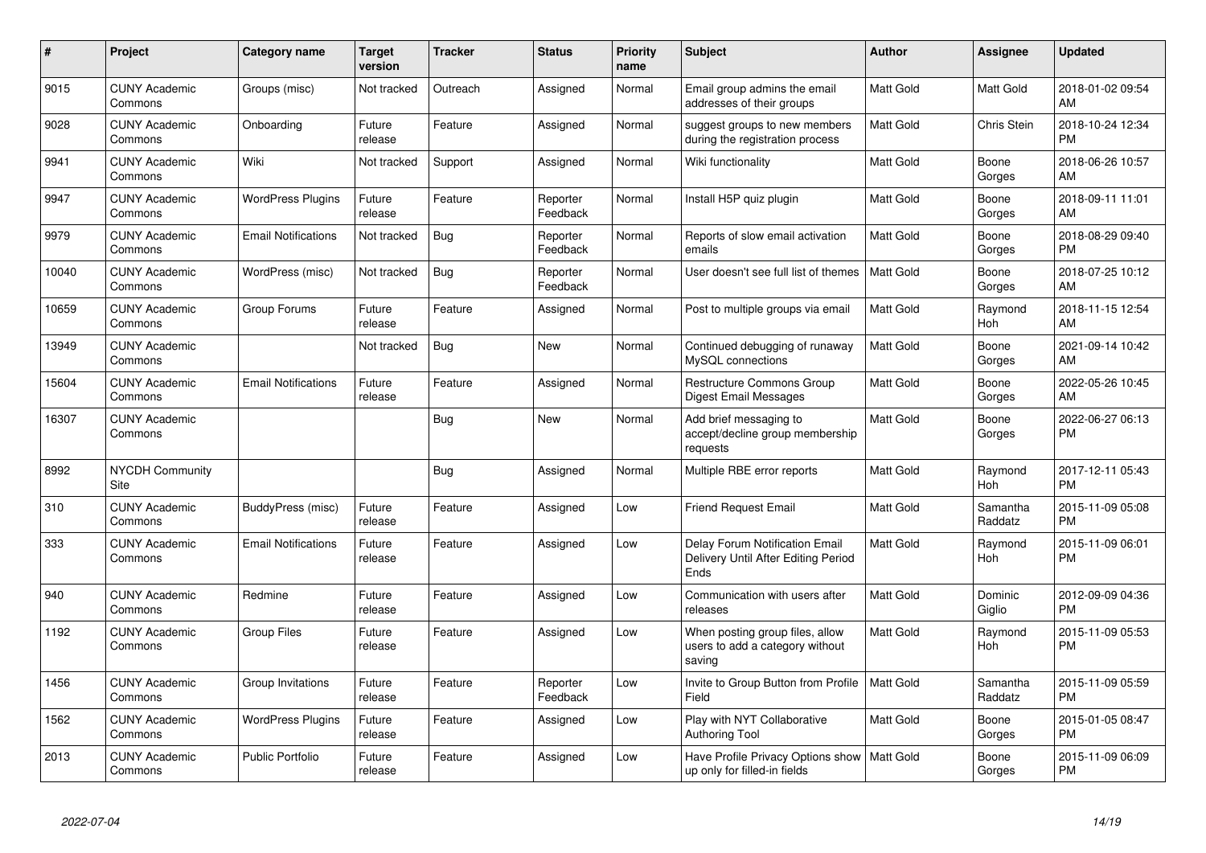| # | Project | Category name | Target version | Tracker | Status | Priority name | Subject | Author | Assignee | Updated |
|---|---|---|---|---|---|---|---|---|---|---|
| 9015 | CUNY Academic Commons | Groups (misc) | Not tracked | Outreach | Assigned | Normal | Email group admins the email addresses of their groups | Matt Gold | Matt Gold | 2018-01-02 09:54 AM |
| 9028 | CUNY Academic Commons | Onboarding | Future release | Feature | Assigned | Normal | suggest groups to new members during the registration process | Matt Gold | Chris Stein | 2018-10-24 12:34 PM |
| 9941 | CUNY Academic Commons | Wiki | Not tracked | Support | Assigned | Normal | Wiki functionality | Matt Gold | Boone Gorges | 2018-06-26 10:57 AM |
| 9947 | CUNY Academic Commons | WordPress Plugins | Future release | Feature | Reporter Feedback | Normal | Install H5P quiz plugin | Matt Gold | Boone Gorges | 2018-09-11 11:01 AM |
| 9979 | CUNY Academic Commons | Email Notifications | Not tracked | Bug | Reporter Feedback | Normal | Reports of slow email activation emails | Matt Gold | Boone Gorges | 2018-08-29 09:40 PM |
| 10040 | CUNY Academic Commons | WordPress (misc) | Not tracked | Bug | Reporter Feedback | Normal | User doesn't see full list of themes | Matt Gold | Boone Gorges | 2018-07-25 10:12 AM |
| 10659 | CUNY Academic Commons | Group Forums | Future release | Feature | Assigned | Normal | Post to multiple groups via email | Matt Gold | Raymond Hoh | 2018-11-15 12:54 AM |
| 13949 | CUNY Academic Commons | | Not tracked | Bug | New | Normal | Continued debugging of runaway MySQL connections | Matt Gold | Boone Gorges | 2021-09-14 10:42 AM |
| 15604 | CUNY Academic Commons | Email Notifications | Future release | Feature | Assigned | Normal | Restructure Commons Group Digest Email Messages | Matt Gold | Boone Gorges | 2022-05-26 10:45 AM |
| 16307 | CUNY Academic Commons | | | Bug | New | Normal | Add brief messaging to accept/decline group membership requests | Matt Gold | Boone Gorges | 2022-06-27 06:13 PM |
| 8992 | NYCDH Community Site | | | Bug | Assigned | Normal | Multiple RBE error reports | Matt Gold | Raymond Hoh | 2017-12-11 05:43 PM |
| 310 | CUNY Academic Commons | BuddyPress (misc) | Future release | Feature | Assigned | Low | Friend Request Email | Matt Gold | Samantha Raddatz | 2015-11-09 05:08 PM |
| 333 | CUNY Academic Commons | Email Notifications | Future release | Feature | Assigned | Low | Delay Forum Notification Email Delivery Until After Editing Period Ends | Matt Gold | Raymond Hoh | 2015-11-09 06:01 PM |
| 940 | CUNY Academic Commons | Redmine | Future release | Feature | Assigned | Low | Communication with users after releases | Matt Gold | Dominic Giglio | 2012-09-09 04:36 PM |
| 1192 | CUNY Academic Commons | Group Files | Future release | Feature | Assigned | Low | When posting group files, allow users to add a category without saving | Matt Gold | Raymond Hoh | 2015-11-09 05:53 PM |
| 1456 | CUNY Academic Commons | Group Invitations | Future release | Feature | Reporter Feedback | Low | Invite to Group Button from Profile Field | Matt Gold | Samantha Raddatz | 2015-11-09 05:59 PM |
| 1562 | CUNY Academic Commons | WordPress Plugins | Future release | Feature | Assigned | Low | Play with NYT Collaborative Authoring Tool | Matt Gold | Boone Gorges | 2015-01-05 08:47 PM |
| 2013 | CUNY Academic Commons | Public Portfolio | Future release | Feature | Assigned | Low | Have Profile Privacy Options show up only for filled-in fields | Matt Gold | Boone Gorges | 2015-11-09 06:09 PM |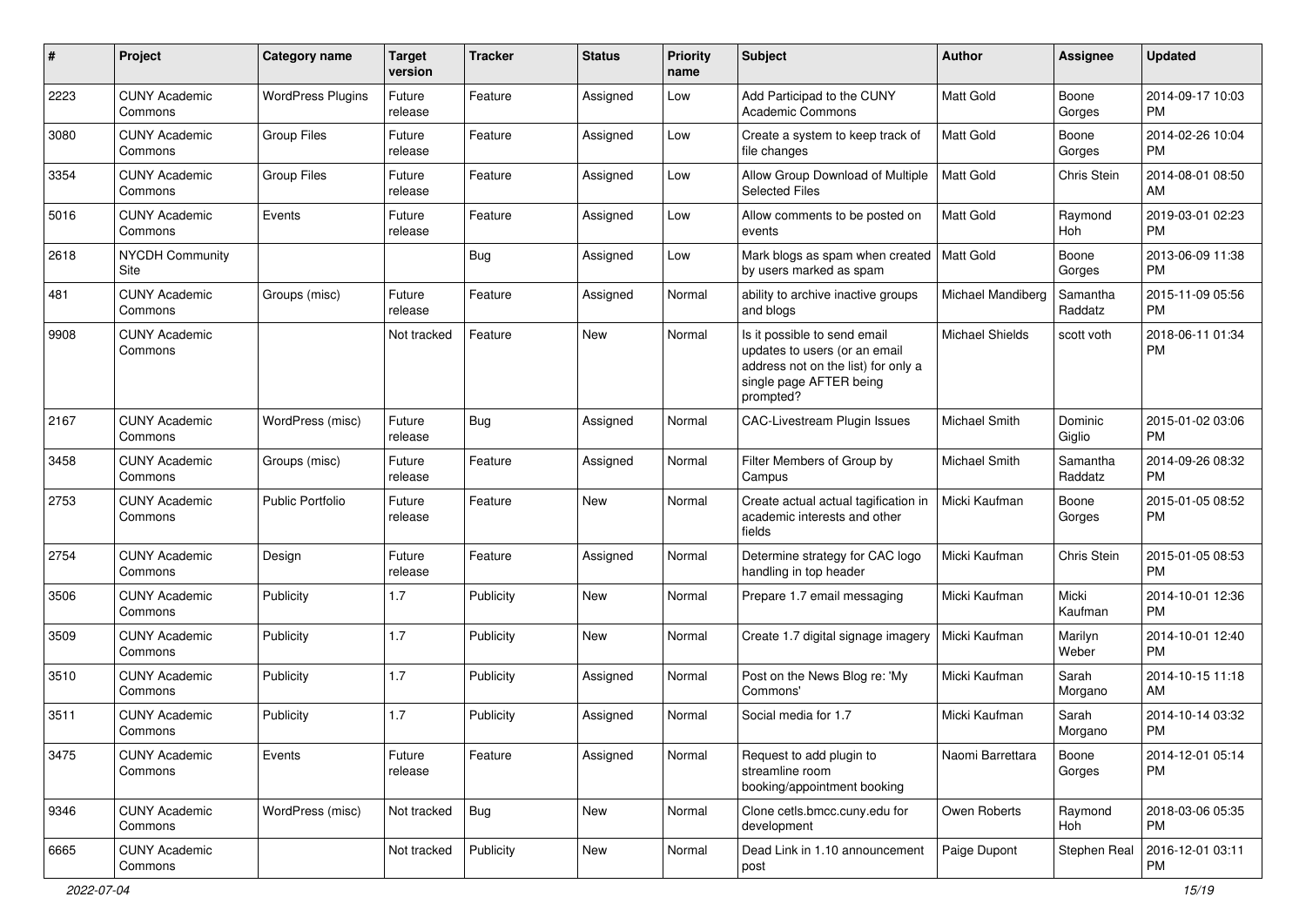| # | Project | Category name | Target version | Tracker | Status | Priority name | Subject | Author | Assignee | Updated |
|---|---|---|---|---|---|---|---|---|---|---|
| 2223 | CUNY Academic Commons | WordPress Plugins | Future release | Feature | Assigned | Low | Add Participad to the CUNY Academic Commons | Matt Gold | Boone Gorges | 2014-09-17 10:03 PM |
| 3080 | CUNY Academic Commons | Group Files | Future release | Feature | Assigned | Low | Create a system to keep track of file changes | Matt Gold | Boone Gorges | 2014-02-26 10:04 PM |
| 3354 | CUNY Academic Commons | Group Files | Future release | Feature | Assigned | Low | Allow Group Download of Multiple Selected Files | Matt Gold | Chris Stein | 2014-08-01 08:50 AM |
| 5016 | CUNY Academic Commons | Events | Future release | Feature | Assigned | Low | Allow comments to be posted on events | Matt Gold | Raymond Hoh | 2019-03-01 02:23 PM |
| 2618 | NYCDH Community Site | | | Bug | Assigned | Low | Mark blogs as spam when created by users marked as spam | Matt Gold | Boone Gorges | 2013-06-09 11:38 PM |
| 481 | CUNY Academic Commons | Groups (misc) | Future release | Feature | Assigned | Normal | ability to archive inactive groups and blogs | Michael Mandiberg | Samantha Raddatz | 2015-11-09 05:56 PM |
| 9908 | CUNY Academic Commons | | Not tracked | Feature | New | Normal | Is it possible to send email updates to users (or an email address not on the list) for only a single page AFTER being prompted? | Michael Shields | scott voth | 2018-06-11 01:34 PM |
| 2167 | CUNY Academic Commons | WordPress (misc) | Future release | Bug | Assigned | Normal | CAC-Livestream Plugin Issues | Michael Smith | Dominic Giglio | 2015-01-02 03:06 PM |
| 3458 | CUNY Academic Commons | Groups (misc) | Future release | Feature | Assigned | Normal | Filter Members of Group by Campus | Michael Smith | Samantha Raddatz | 2014-09-26 08:32 PM |
| 2753 | CUNY Academic Commons | Public Portfolio | Future release | Feature | New | Normal | Create actual actual tagification in academic interests and other fields | Micki Kaufman | Boone Gorges | 2015-01-05 08:52 PM |
| 2754 | CUNY Academic Commons | Design | Future release | Feature | Assigned | Normal | Determine strategy for CAC logo handling in top header | Micki Kaufman | Chris Stein | 2015-01-05 08:53 PM |
| 3506 | CUNY Academic Commons | Publicity | 1.7 | Publicity | New | Normal | Prepare 1.7 email messaging | Micki Kaufman | Micki Kaufman | 2014-10-01 12:36 PM |
| 3509 | CUNY Academic Commons | Publicity | 1.7 | Publicity | New | Normal | Create 1.7 digital signage imagery | Micki Kaufman | Marilyn Weber | 2014-10-01 12:40 PM |
| 3510 | CUNY Academic Commons | Publicity | 1.7 | Publicity | Assigned | Normal | Post on the News Blog re: 'My Commons' | Micki Kaufman | Sarah Morgano | 2014-10-15 11:18 AM |
| 3511 | CUNY Academic Commons | Publicity | 1.7 | Publicity | Assigned | Normal | Social media for 1.7 | Micki Kaufman | Sarah Morgano | 2014-10-14 03:32 PM |
| 3475 | CUNY Academic Commons | Events | Future release | Feature | Assigned | Normal | Request to add plugin to streamline room booking/appointment booking | Naomi Barrettara | Boone Gorges | 2014-12-01 05:14 PM |
| 9346 | CUNY Academic Commons | WordPress (misc) | Not tracked | Bug | New | Normal | Clone cetls.bmcc.cuny.edu for development | Owen Roberts | Raymond Hoh | 2018-03-06 05:35 PM |
| 6665 | CUNY Academic Commons | | Not tracked | Publicity | New | Normal | Dead Link in 1.10 announcement post | Paige Dupont | Stephen Real | 2016-12-01 03:11 PM |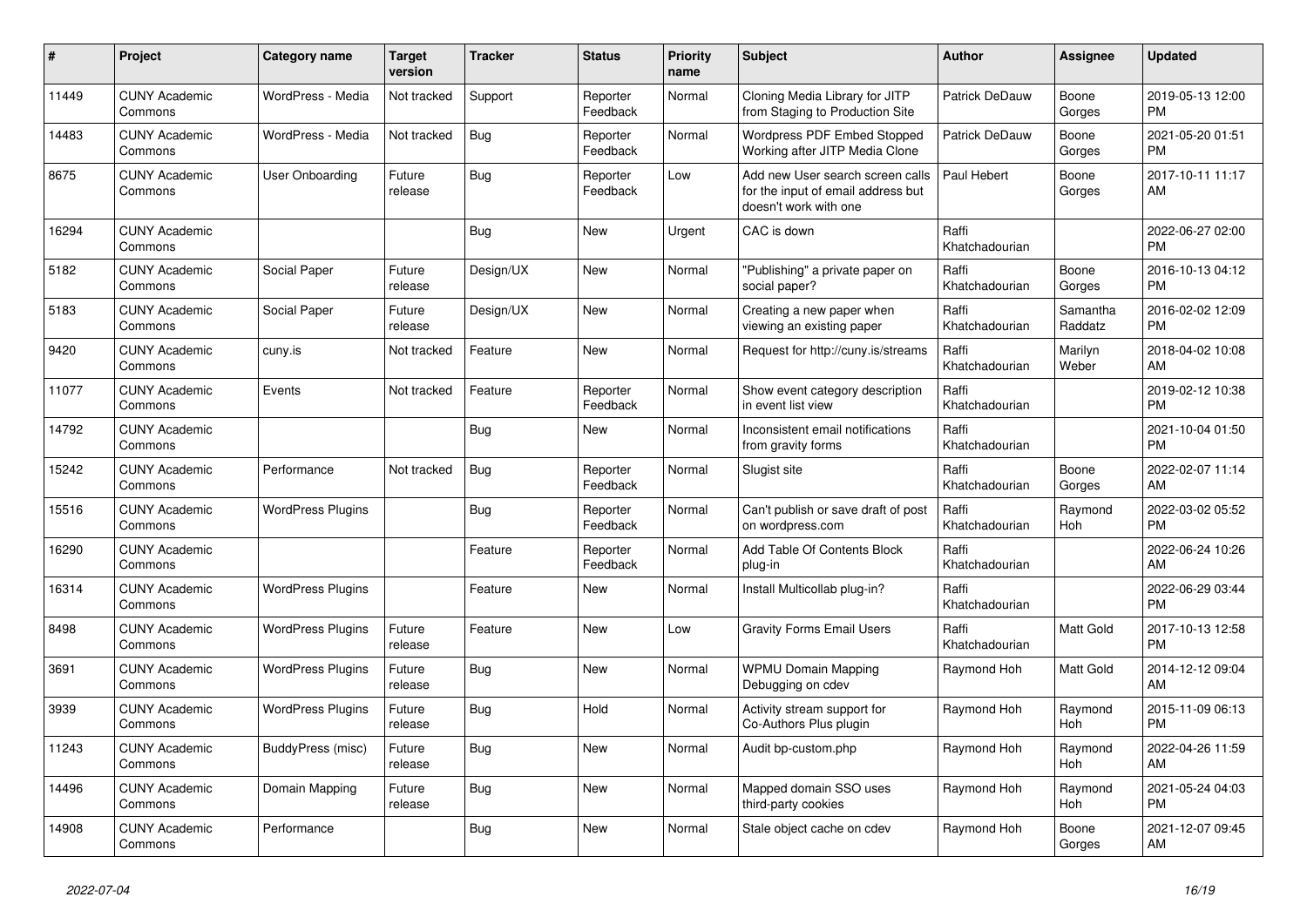| # | Project | Category name | Target version | Tracker | Status | Priority name | Subject | Author | Assignee | Updated |
|---|---|---|---|---|---|---|---|---|---|---|
| 11449 | CUNY Academic Commons | WordPress - Media | Not tracked | Support | Reporter Feedback | Normal | Cloning Media Library for JITP from Staging to Production Site | Patrick DeDauw | Boone Gorges | 2019-05-13 12:00 PM |
| 14483 | CUNY Academic Commons | WordPress - Media | Not tracked | Bug | Reporter Feedback | Normal | Wordpress PDF Embed Stopped Working after JITP Media Clone | Patrick DeDauw | Boone Gorges | 2021-05-20 01:51 PM |
| 8675 | CUNY Academic Commons | User Onboarding | Future release | Bug | Reporter Feedback | Low | Add new User search screen calls for the input of email address but doesn't work with one | Paul Hebert | Boone Gorges | 2017-10-11 11:17 AM |
| 16294 | CUNY Academic Commons | | | Bug | New | Urgent | CAC is down | Raffi Khatchadourian | | 2022-06-27 02:00 PM |
| 5182 | CUNY Academic Commons | Social Paper | Future release | Design/UX | New | Normal | "Publishing" a private paper on social paper? | Raffi Khatchadourian | Boone Gorges | 2016-10-13 04:12 PM |
| 5183 | CUNY Academic Commons | Social Paper | Future release | Design/UX | New | Normal | Creating a new paper when viewing an existing paper | Raffi Khatchadourian | Samantha Raddatz | 2016-02-02 12:09 PM |
| 9420 | CUNY Academic Commons | cuny.is | Not tracked | Feature | New | Normal | Request for http://cuny.is/streams | Raffi Khatchadourian | Marilyn Weber | 2018-04-02 10:08 AM |
| 11077 | CUNY Academic Commons | Events | Not tracked | Feature | Reporter Feedback | Normal | Show event category description in event list view | Raffi Khatchadourian | | 2019-02-12 10:38 PM |
| 14792 | CUNY Academic Commons | | | Bug | New | Normal | Inconsistent email notifications from gravity forms | Raffi Khatchadourian | | 2021-10-04 01:50 PM |
| 15242 | CUNY Academic Commons | Performance | Not tracked | Bug | Reporter Feedback | Normal | Slugist site | Raffi Khatchadourian | Boone Gorges | 2022-02-07 11:14 AM |
| 15516 | CUNY Academic Commons | WordPress Plugins | | Bug | Reporter Feedback | Normal | Can't publish or save draft of post on wordpress.com | Raffi Khatchadourian | Raymond Hoh | 2022-03-02 05:52 PM |
| 16290 | CUNY Academic Commons | | | Feature | Reporter Feedback | Normal | Add Table Of Contents Block plug-in | Raffi Khatchadourian | | 2022-06-24 10:26 AM |
| 16314 | CUNY Academic Commons | WordPress Plugins | | Feature | New | Normal | Install Multicollab plug-in? | Raffi Khatchadourian | | 2022-06-29 03:44 PM |
| 8498 | CUNY Academic Commons | WordPress Plugins | Future release | Feature | New | Low | Gravity Forms Email Users | Raffi Khatchadourian | Matt Gold | 2017-10-13 12:58 PM |
| 3691 | CUNY Academic Commons | WordPress Plugins | Future release | Bug | New | Normal | WPMU Domain Mapping Debugging on cdev | Raymond Hoh | Matt Gold | 2014-12-12 09:04 AM |
| 3939 | CUNY Academic Commons | WordPress Plugins | Future release | Bug | Hold | Normal | Activity stream support for Co-Authors Plus plugin | Raymond Hoh | Raymond Hoh | 2015-11-09 06:13 PM |
| 11243 | CUNY Academic Commons | BuddyPress (misc) | Future release | Bug | New | Normal | Audit bp-custom.php | Raymond Hoh | Raymond Hoh | 2022-04-26 11:59 AM |
| 14496 | CUNY Academic Commons | Domain Mapping | Future release | Bug | New | Normal | Mapped domain SSO uses third-party cookies | Raymond Hoh | Raymond Hoh | 2021-05-24 04:03 PM |
| 14908 | CUNY Academic Commons | Performance | | Bug | New | Normal | Stale object cache on cdev | Raymond Hoh | Boone Gorges | 2021-12-07 09:45 AM |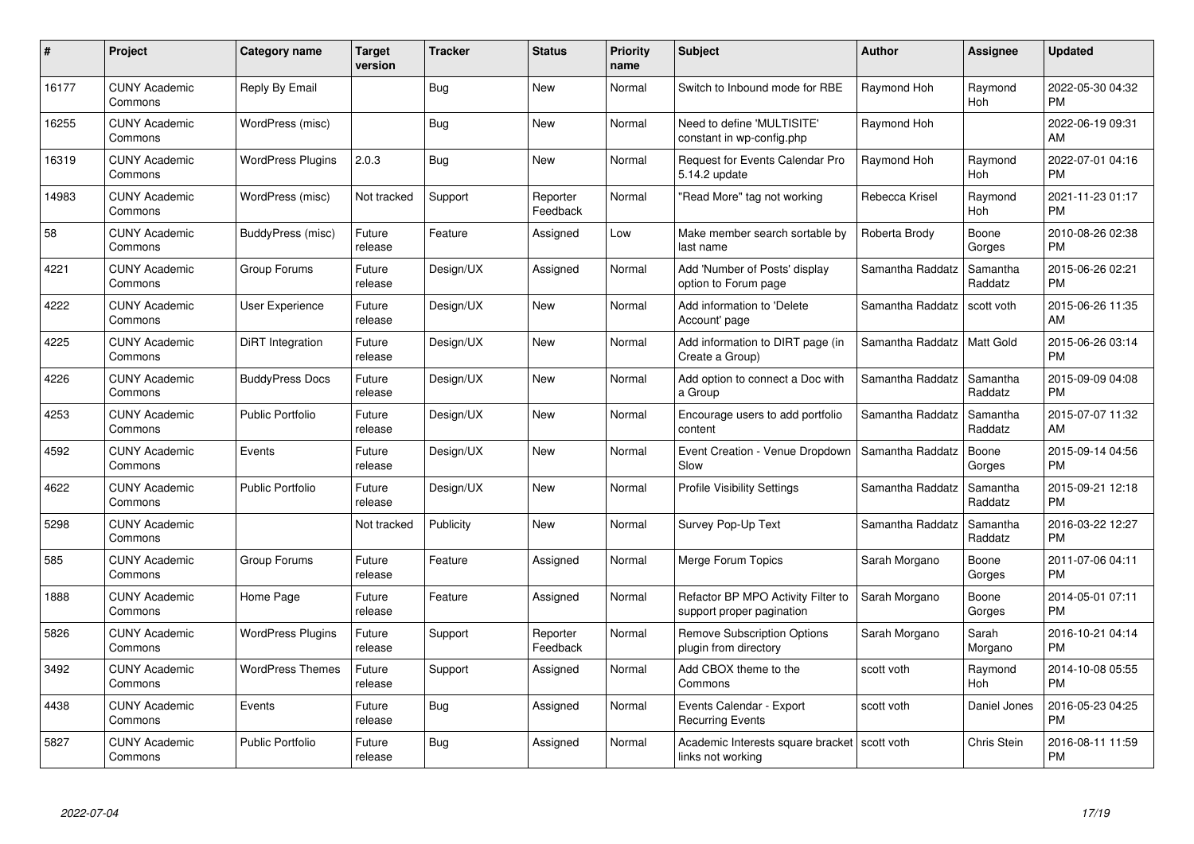| # | Project | Category name | Target version | Tracker | Status | Priority name | Subject | Author | Assignee | Updated |
|---|---|---|---|---|---|---|---|---|---|---|
| 16177 | CUNY Academic Commons | Reply By Email | | Bug | New | Normal | Switch to Inbound mode for RBE | Raymond Hoh | Raymond Hoh | 2022-05-30 04:32 PM |
| 16255 | CUNY Academic Commons | WordPress (misc) | | Bug | New | Normal | Need to define 'MULTISITE' constant in wp-config.php | Raymond Hoh | | 2022-06-19 09:31 AM |
| 16319 | CUNY Academic Commons | WordPress Plugins | 2.0.3 | Bug | New | Normal | Request for Events Calendar Pro 5.14.2 update | Raymond Hoh | Raymond Hoh | 2022-07-01 04:16 PM |
| 14983 | CUNY Academic Commons | WordPress (misc) | Not tracked | Support | Reporter Feedback | Normal | "Read More" tag not working | Rebecca Krisel | Raymond Hoh | 2021-11-23 01:17 PM |
| 58 | CUNY Academic Commons | BuddyPress (misc) | Future release | Feature | Assigned | Low | Make member search sortable by last name | Roberta Brody | Boone Gorges | 2010-08-26 02:38 PM |
| 4221 | CUNY Academic Commons | Group Forums | Future release | Design/UX | Assigned | Normal | Add 'Number of Posts' display option to Forum page | Samantha Raddatz | Samantha Raddatz | 2015-06-26 02:21 PM |
| 4222 | CUNY Academic Commons | User Experience | Future release | Design/UX | New | Normal | Add information to 'Delete Account' page | Samantha Raddatz | scott voth | 2015-06-26 11:35 AM |
| 4225 | CUNY Academic Commons | DiRT Integration | Future release | Design/UX | New | Normal | Add information to DIRT page (in Create a Group) | Samantha Raddatz | Matt Gold | 2015-06-26 03:14 PM |
| 4226 | CUNY Academic Commons | BuddyPress Docs | Future release | Design/UX | New | Normal | Add option to connect a Doc with a Group | Samantha Raddatz | Samantha Raddatz | 2015-09-09 04:08 PM |
| 4253 | CUNY Academic Commons | Public Portfolio | Future release | Design/UX | New | Normal | Encourage users to add portfolio content | Samantha Raddatz | Samantha Raddatz | 2015-07-07 11:32 AM |
| 4592 | CUNY Academic Commons | Events | Future release | Design/UX | New | Normal | Event Creation - Venue Dropdown Slow | Samantha Raddatz | Boone Gorges | 2015-09-14 04:56 PM |
| 4622 | CUNY Academic Commons | Public Portfolio | Future release | Design/UX | New | Normal | Profile Visibility Settings | Samantha Raddatz | Samantha Raddatz | 2015-09-21 12:18 PM |
| 5298 | CUNY Academic Commons | | Not tracked | Publicity | New | Normal | Survey Pop-Up Text | Samantha Raddatz | Samantha Raddatz | 2016-03-22 12:27 PM |
| 585 | CUNY Academic Commons | Group Forums | Future release | Feature | Assigned | Normal | Merge Forum Topics | Sarah Morgano | Boone Gorges | 2011-07-06 04:11 PM |
| 1888 | CUNY Academic Commons | Home Page | Future release | Feature | Assigned | Normal | Refactor BP MPO Activity Filter to support proper pagination | Sarah Morgano | Boone Gorges | 2014-05-01 07:11 PM |
| 5826 | CUNY Academic Commons | WordPress Plugins | Future release | Support | Reporter Feedback | Normal | Remove Subscription Options plugin from directory | Sarah Morgano | Sarah Morgano | 2016-10-21 04:14 PM |
| 3492 | CUNY Academic Commons | WordPress Themes | Future release | Support | Assigned | Normal | Add CBOX theme to the Commons | scott voth | Raymond Hoh | 2014-10-08 05:55 PM |
| 4438 | CUNY Academic Commons | Events | Future release | Bug | Assigned | Normal | Events Calendar - Export Recurring Events | scott voth | Daniel Jones | 2016-05-23 04:25 PM |
| 5827 | CUNY Academic Commons | Public Portfolio | Future release | Bug | Assigned | Normal | Academic Interests square bracket links not working | scott voth | Chris Stein | 2016-08-11 11:59 PM |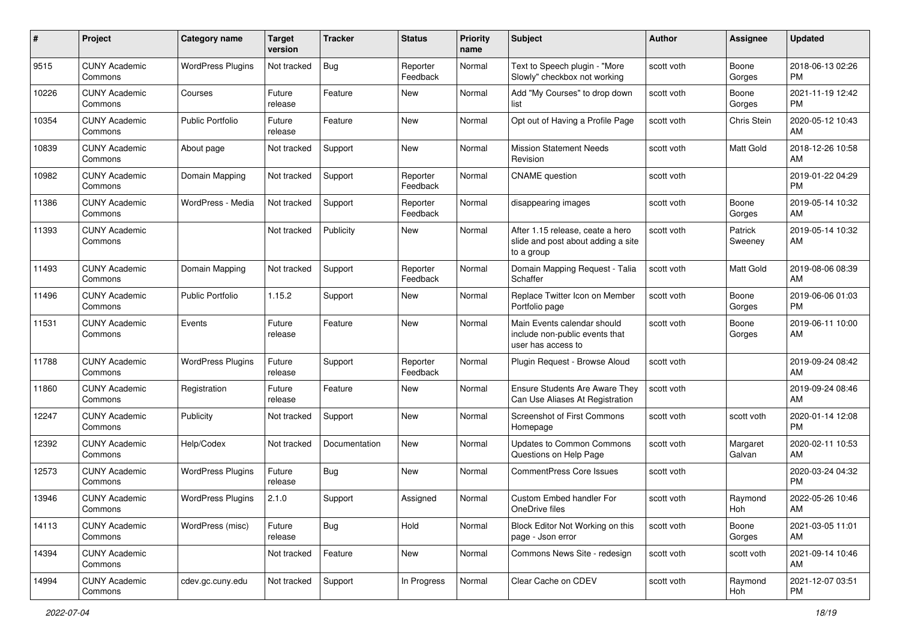| # | Project | Category name | Target version | Tracker | Status | Priority name | Subject | Author | Assignee | Updated |
|---|---|---|---|---|---|---|---|---|---|---|
| 9515 | CUNY Academic Commons | WordPress Plugins | Not tracked | Bug | Reporter Feedback | Normal | Text to Speech plugin - "More Slowly" checkbox not working | scott voth | Boone Gorges | 2018-06-13 02:26 PM |
| 10226 | CUNY Academic Commons | Courses | Future release | Feature | New | Normal | Add "My Courses" to drop down list | scott voth | Boone Gorges | 2021-11-19 12:42 PM |
| 10354 | CUNY Academic Commons | Public Portfolio | Future release | Feature | New | Normal | Opt out of Having a Profile Page | scott voth | Chris Stein | 2020-05-12 10:43 AM |
| 10839 | CUNY Academic Commons | About page | Not tracked | Support | New | Normal | Mission Statement Needs Revision | scott voth | Matt Gold | 2018-12-26 10:58 AM |
| 10982 | CUNY Academic Commons | Domain Mapping | Not tracked | Support | Reporter Feedback | Normal | CNAME question | scott voth | | 2019-01-22 04:29 PM |
| 11386 | CUNY Academic Commons | WordPress - Media | Not tracked | Support | Reporter Feedback | Normal | disappearing images | scott voth | Boone Gorges | 2019-05-14 10:32 AM |
| 11393 | CUNY Academic Commons | | Not tracked | Publicity | New | Normal | After 1.15 release, ceate a hero slide and post about adding a site to a group | scott voth | Patrick Sweeney | 2019-05-14 10:32 AM |
| 11493 | CUNY Academic Commons | Domain Mapping | Not tracked | Support | Reporter Feedback | Normal | Domain Mapping Request - Talia Schaffer | scott voth | Matt Gold | 2019-08-06 08:39 AM |
| 11496 | CUNY Academic Commons | Public Portfolio | 1.15.2 | Support | New | Normal | Replace Twitter Icon on Member Portfolio page | scott voth | Boone Gorges | 2019-06-06 01:03 PM |
| 11531 | CUNY Academic Commons | Events | Future release | Feature | New | Normal | Main Events calendar should include non-public events that user has access to | scott voth | Boone Gorges | 2019-06-11 10:00 AM |
| 11788 | CUNY Academic Commons | WordPress Plugins | Future release | Support | Reporter Feedback | Normal | Plugin Request - Browse Aloud | scott voth | | 2019-09-24 08:42 AM |
| 11860 | CUNY Academic Commons | Registration | Future release | Feature | New | Normal | Ensure Students Are Aware They Can Use Aliases At Registration | scott voth | | 2019-09-24 08:46 AM |
| 12247 | CUNY Academic Commons | Publicity | Not tracked | Support | New | Normal | Screenshot of First Commons Homepage | scott voth | scott voth | 2020-01-14 12:08 PM |
| 12392 | CUNY Academic Commons | Help/Codex | Not tracked | Documentation | New | Normal | Updates to Common Commons Questions on Help Page | scott voth | Margaret Galvan | 2020-02-11 10:53 AM |
| 12573 | CUNY Academic Commons | WordPress Plugins | Future release | Bug | New | Normal | CommentPress Core Issues | scott voth | | 2020-03-24 04:32 PM |
| 13946 | CUNY Academic Commons | WordPress Plugins | 2.1.0 | Support | Assigned | Normal | Custom Embed handler For OneDrive files | scott voth | Raymond Hoh | 2022-05-26 10:46 AM |
| 14113 | CUNY Academic Commons | WordPress (misc) | Future release | Bug | Hold | Normal | Block Editor Not Working on this page - Json error | scott voth | Boone Gorges | 2021-03-05 11:01 AM |
| 14394 | CUNY Academic Commons | | Not tracked | Feature | New | Normal | Commons News Site - redesign | scott voth | scott voth | 2021-09-14 10:46 AM |
| 14994 | CUNY Academic Commons | cdev.gc.cuny.edu | Not tracked | Support | In Progress | Normal | Clear Cache on CDEV | scott voth | Raymond Hoh | 2021-12-07 03:51 PM |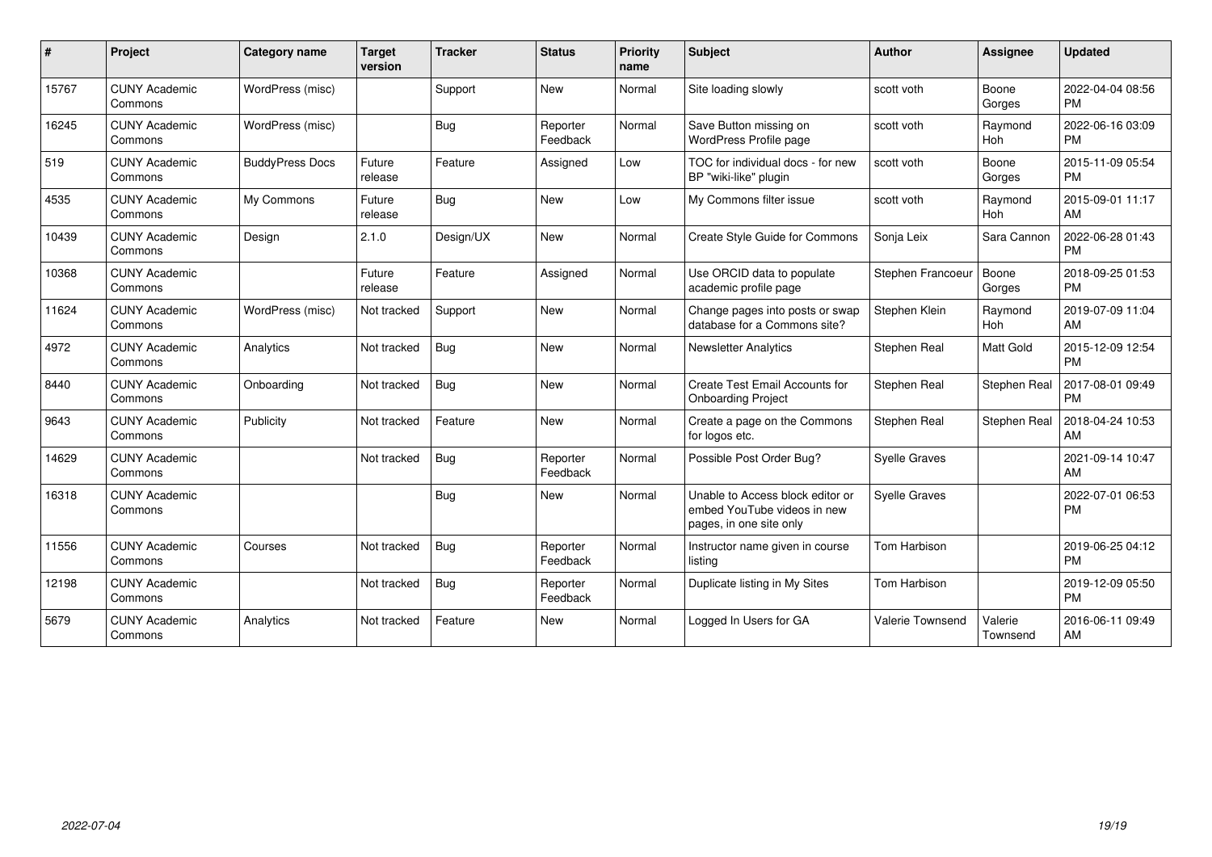| # | Project | Category name | Target version | Tracker | Status | Priority name | Subject | Author | Assignee | Updated |
|---|---|---|---|---|---|---|---|---|---|---|
| 15767 | CUNY Academic Commons | WordPress (misc) | | Support | New | Normal | Site loading slowly | scott voth | Boone Gorges | 2022-04-04 08:56 PM |
| 16245 | CUNY Academic Commons | WordPress (misc) | | Bug | Reporter Feedback | Normal | Save Button missing on WordPress Profile page | scott voth | Raymond Hoh | 2022-06-16 03:09 PM |
| 519 | CUNY Academic Commons | BuddyPress Docs | Future release | Feature | Assigned | Low | TOC for individual docs - for new BP "wiki-like" plugin | scott voth | Boone Gorges | 2015-11-09 05:54 PM |
| 4535 | CUNY Academic Commons | My Commons | Future release | Bug | New | Low | My Commons filter issue | scott voth | Raymond Hoh | 2015-09-01 11:17 AM |
| 10439 | CUNY Academic Commons | Design | 2.1.0 | Design/UX | New | Normal | Create Style Guide for Commons | Sonja Leix | Sara Cannon | 2022-06-28 01:43 PM |
| 10368 | CUNY Academic Commons | | Future release | Feature | Assigned | Normal | Use ORCID data to populate academic profile page | Stephen Francoeur | Boone Gorges | 2018-09-25 01:53 PM |
| 11624 | CUNY Academic Commons | WordPress (misc) | Not tracked | Support | New | Normal | Change pages into posts or swap database for a Commons site? | Stephen Klein | Raymond Hoh | 2019-07-09 11:04 AM |
| 4972 | CUNY Academic Commons | Analytics | Not tracked | Bug | New | Normal | Newsletter Analytics | Stephen Real | Matt Gold | 2015-12-09 12:54 PM |
| 8440 | CUNY Academic Commons | Onboarding | Not tracked | Bug | New | Normal | Create Test Email Accounts for Onboarding Project | Stephen Real | Stephen Real | 2017-08-01 09:49 PM |
| 9643 | CUNY Academic Commons | Publicity | Not tracked | Feature | New | Normal | Create a page on the Commons for logos etc. | Stephen Real | Stephen Real | 2018-04-24 10:53 AM |
| 14629 | CUNY Academic Commons | | Not tracked | Bug | Reporter Feedback | Normal | Possible Post Order Bug? | Syelle Graves | | 2021-09-14 10:47 AM |
| 16318 | CUNY Academic Commons | | | Bug | New | Normal | Unable to Access block editor or embed YouTube videos in new pages, in one site only | Syelle Graves | | 2022-07-01 06:53 PM |
| 11556 | CUNY Academic Commons | Courses | Not tracked | Bug | Reporter Feedback | Normal | Instructor name given in course listing | Tom Harbison | | 2019-06-25 04:12 PM |
| 12198 | CUNY Academic Commons | | Not tracked | Bug | Reporter Feedback | Normal | Duplicate listing in My Sites | Tom Harbison | | 2019-12-09 05:50 PM |
| 5679 | CUNY Academic Commons | Analytics | Not tracked | Feature | New | Normal | Logged In Users for GA | Valerie Townsend | Valerie Townsend | 2016-06-11 09:49 AM |